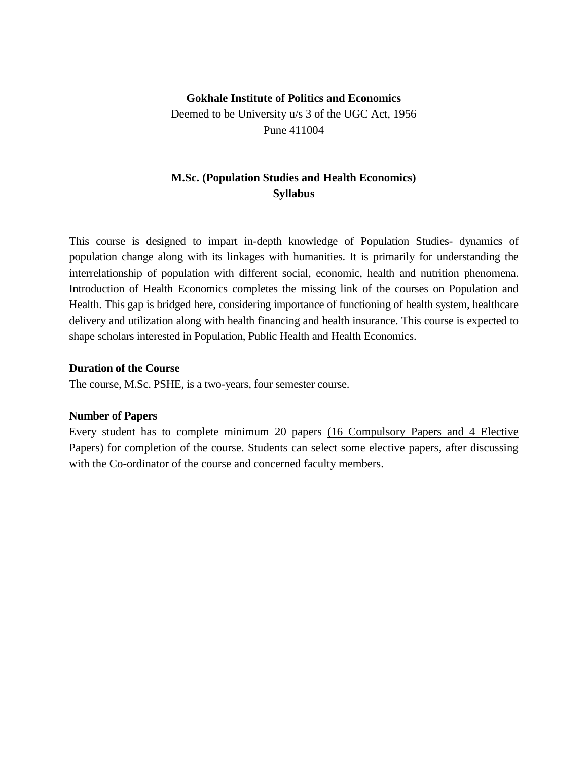**Gokhale Institute of Politics and Economics**

Deemed to be University u/s 3 of the UGC Act, 1956

Pune 411004

# M.Sc. (Population Studies and Health Economics)

# Syllabus

This course is designed to impart in-depth knowledge of Population Studies- dynamics of population change along with its linkages with humanities. It is primarily for understanding the interrelationship of population with different social, economic, health and nutrition phenomena. Introduction of Health Economics completes the missing link of the courses on Population and Health. This gap is bridged here, considering importance of functioning of health system, healthcare delivery and utilization along with health financing and health insurance. This course is expected to shape scholars interested in Population, Public Health and Health Economics.

**Duration of the Course**

The course, M.Sc. PSHE, is a two-years, four semester course.

**Number of Papers**

Every student has to complete minimum 20 papers (16 Compulsory Papers and 4 Elective Papers) for completion of the course. Students can select some elective papers, after discussing with the Co-ordinator of the course and concerned faculty members.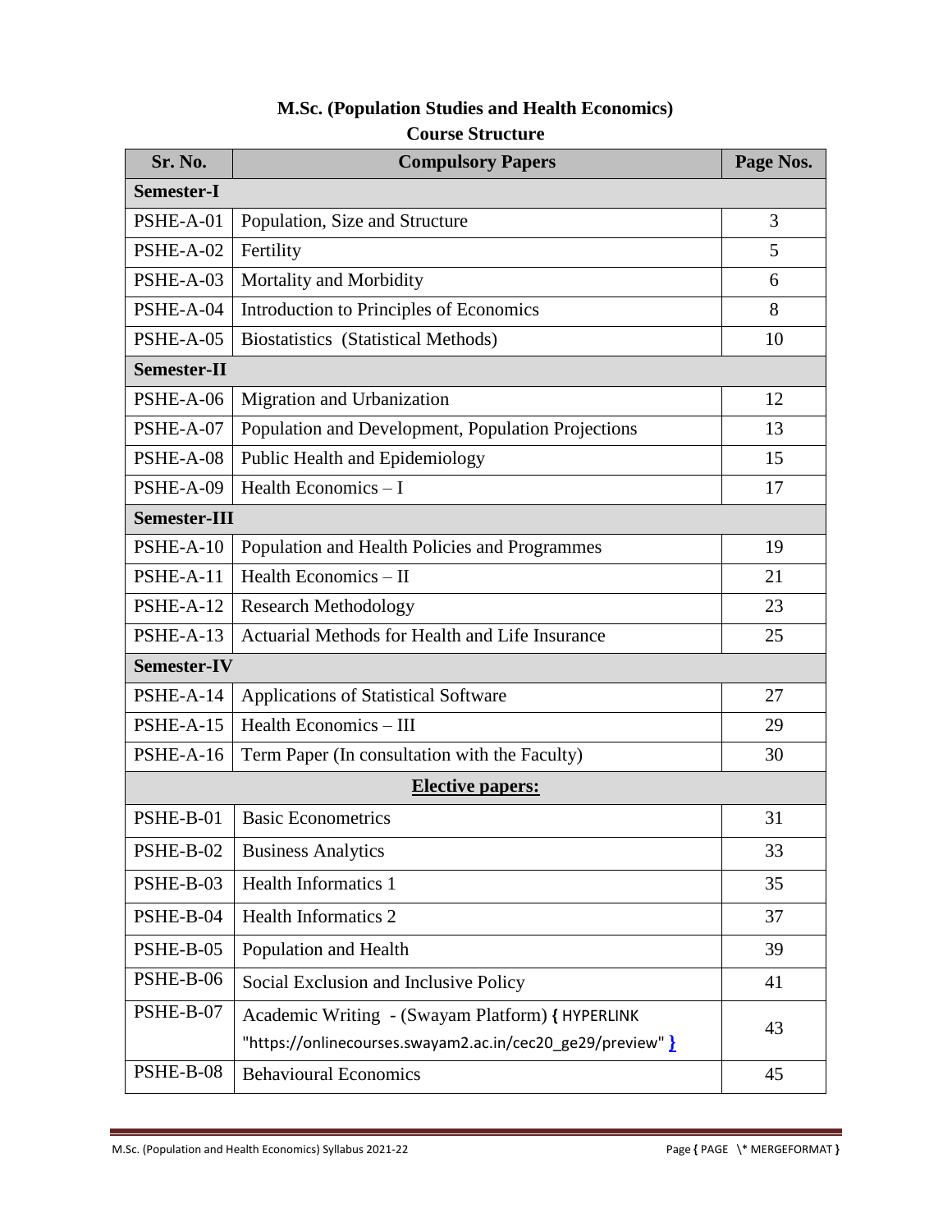# M.Sc. (Population Studies and Health Economics)

## Course Structure

| Sr. No. | Compulsory Papers | Page Nos. |
|---|---|---|
| **Semester-I** | | |
| PSHE-A-01 | Population, Size and Structure | 3 |
| PSHE-A-02 | Fertility | 5 |
| PSHE-A-03 | Mortality and Morbidity | 6 |
| PSHE-A-04 | Introduction to Principles of Economics | 8 |
| PSHE-A-05 | Biostatistics (Statistical Methods) | 10 |
| **Semester-II** | | |
| PSHE-A-06 | Migration and Urbanization | 12 |
| PSHE-A-07 | Population and Development, Population Projections | 13 |
| PSHE-A-08 | Public Health and Epidemiology | 15 |
| PSHE-A-09 | Health Economics – I | 17 |
| **Semester-III** | | |
| PSHE-A-10 | Population and Health Policies and Programmes | 19 |
| PSHE-A-11 | Health Economics – II | 21 |
| PSHE-A-12 | Research Methodology | 23 |
| PSHE-A-13 | Actuarial Methods for Health and Life Insurance | 25 |
| **Semester-IV** | | |
| PSHE-A-14 | Applications of Statistical Software | 27 |
| PSHE-A-15 | Health Economics – III | 29 |
| PSHE-A-16 | Term Paper (In consultation with the Faculty) | 30 |
| **Elective papers:** | | |
| PSHE-B-01 | Basic Econometrics | 31 |
| PSHE-B-02 | Business Analytics | 33 |
| PSHE-B-03 | Health Informatics 1 | 35 |
| PSHE-B-04 | Health Informatics 2 | 37 |
| PSHE-B-05 | Population and Health | 39 |
| PSHE-B-06 | Social Exclusion and Inclusive Policy | 41 |
| PSHE-B-07 | Academic Writing - (Swayam Platform) { HYPERLINK "https://onlinecourses.swayam2.ac.in/cec20_ge29/preview" } | 43 |
| PSHE-B-08 | Behavioural Economics | 45 |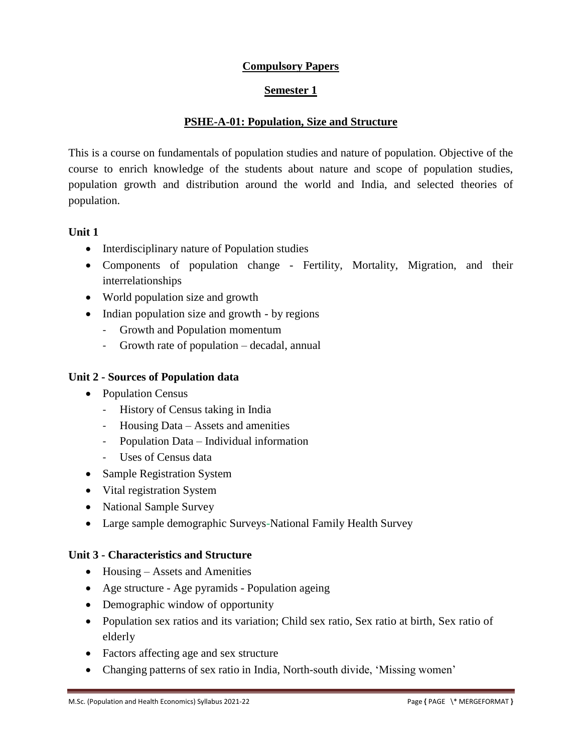## Compulsory Papers

## Semester 1

## PSHE-A-01: Population, Size and Structure

This is a course on fundamentals of population studies and nature of population. Objective of the course to enrich knowledge of the students about nature and scope of population studies, population growth and distribution around the world and India, and selected theories of population.

**Unit 1**

- Interdisciplinary nature of Population studies
- Components of population change - Fertility, Mortality, Migration, and their interrelationships
- World population size and growth
- Indian population size and growth - by regions
  - Growth and Population momentum
  - Growth rate of population – decadal, annual

**Unit 2 - Sources of Population data**

- Population Census
  - History of Census taking in India
  - Housing Data – Assets and amenities
  - Population Data – Individual information
  - Uses of Census data
- Sample Registration System
- Vital registration System
- National Sample Survey
- Large sample demographic Surveys-National Family Health Survey

**Unit 3 - Characteristics and Structure**

- Housing – Assets and Amenities
- Age structure - Age pyramids - Population ageing
- Demographic window of opportunity
- Population sex ratios and its variation; Child sex ratio, Sex ratio at birth, Sex ratio of elderly
- Factors affecting age and sex structure
- Changing patterns of sex ratio in India, North-south divide, 'Missing women'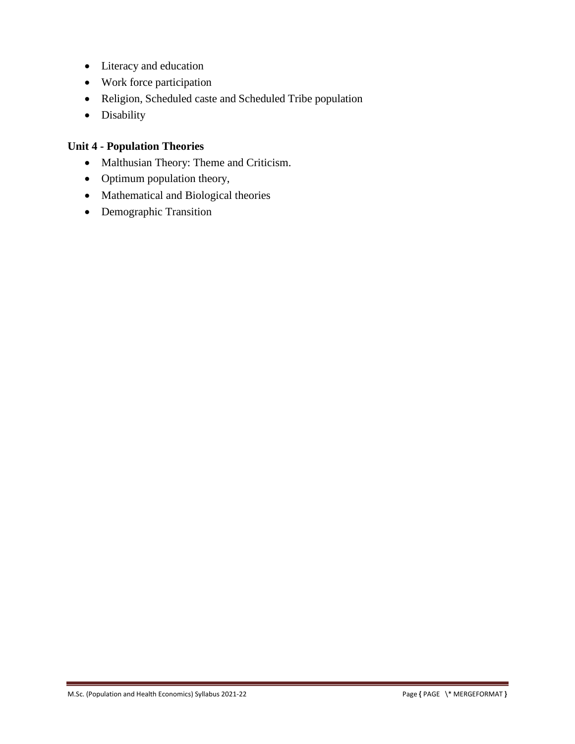- Literacy and education
- Work force participation
- Religion, Scheduled caste and Scheduled Tribe population
- Disability

### Unit 4 - Population Theories

- Malthusian Theory: Theme and Criticism.
- Optimum population theory,
- Mathematical and Biological theories
- Demographic Transition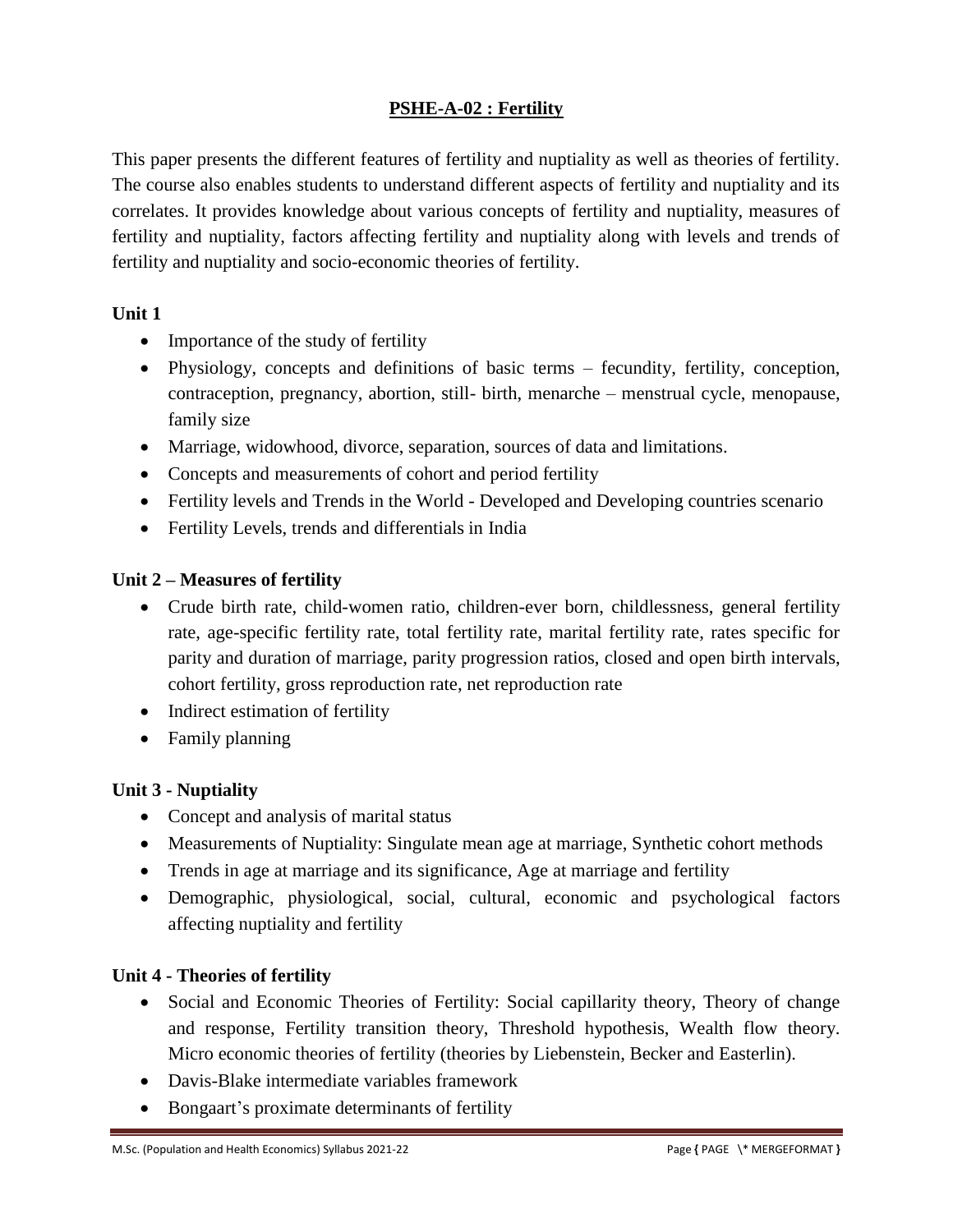## PSHE-A-02 : Fertility

This paper presents the different features of fertility and nuptiality as well as theories of fertility. The course also enables students to understand different aspects of fertility and nuptiality and its correlates. It provides knowledge about various concepts of fertility and nuptiality, measures of fertility and nuptiality, factors affecting fertility and nuptiality along with levels and trends of fertility and nuptiality and socio-economic theories of fertility.

### Unit 1

- Importance of the study of fertility
- Physiology, concepts and definitions of basic terms – fecundity, fertility, conception, contraception, pregnancy, abortion, still- birth, menarche – menstrual cycle, menopause, family size
- Marriage, widowhood, divorce, separation, sources of data and limitations.
- Concepts and measurements of cohort and period fertility
- Fertility levels and Trends in the World - Developed and Developing countries scenario
- Fertility Levels, trends and differentials in India

### Unit 2 – Measures of fertility

- Crude birth rate, child-women ratio, children-ever born, childlessness, general fertility rate, age-specific fertility rate, total fertility rate, marital fertility rate, rates specific for parity and duration of marriage, parity progression ratios, closed and open birth intervals, cohort fertility, gross reproduction rate, net reproduction rate
- Indirect estimation of fertility
- Family planning

### Unit 3 - Nuptiality

- Concept and analysis of marital status
- Measurements of Nuptiality: Singulate mean age at marriage, Synthetic cohort methods
- Trends in age at marriage and its significance, Age at marriage and fertility
- Demographic, physiological, social, cultural, economic and psychological factors affecting nuptiality and fertility

### Unit 4 - Theories of fertility

- Social and Economic Theories of Fertility: Social capillarity theory, Theory of change and response, Fertility transition theory, Threshold hypothesis, Wealth flow theory. Micro economic theories of fertility (theories by Liebenstein, Becker and Easterlin).
- Davis-Blake intermediate variables framework
- Bongaart's proximate determinants of fertility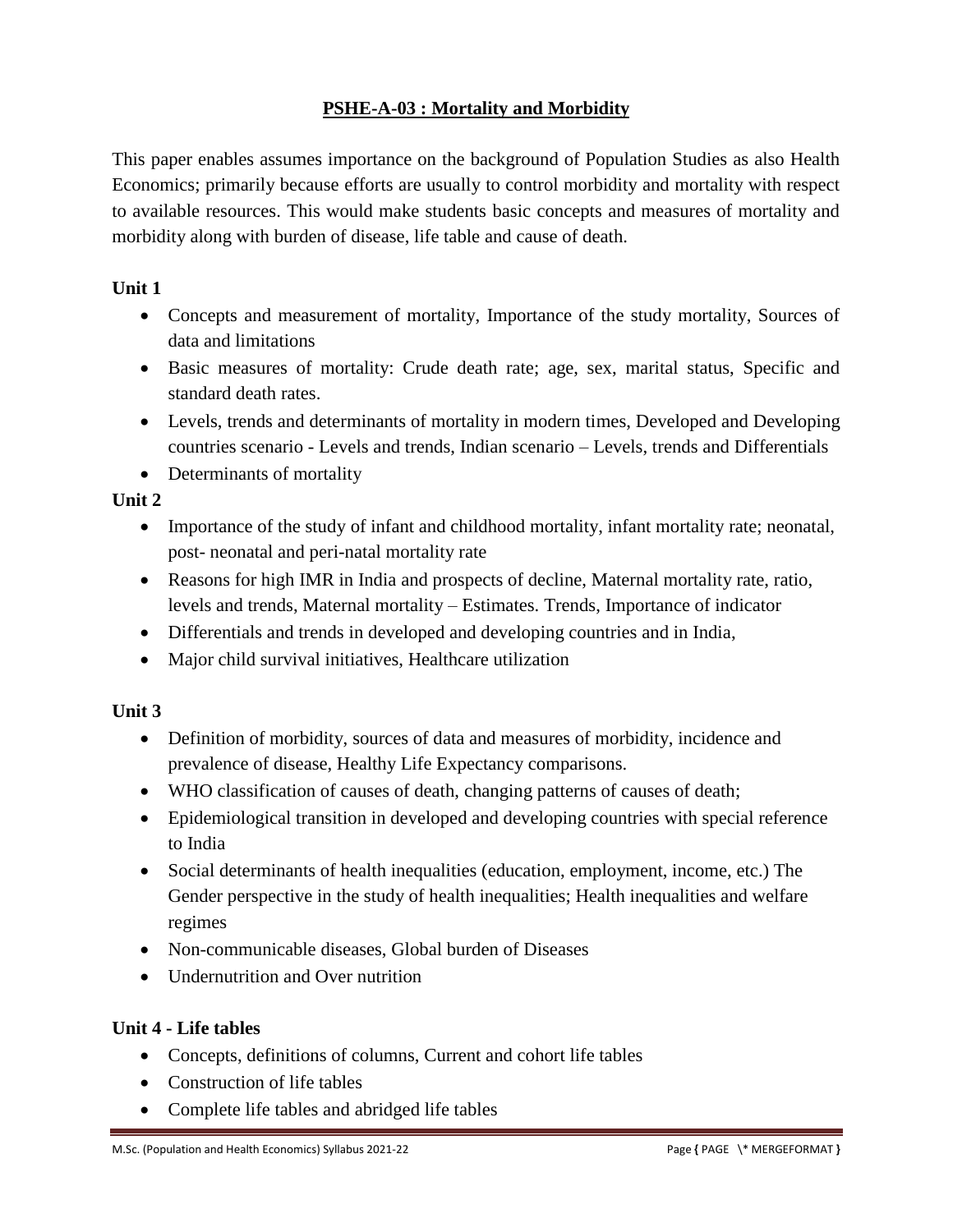## PSHE-A-03 : Mortality and Morbidity

This paper enables assumes importance on the background of Population Studies as also Health Economics; primarily because efforts are usually to control morbidity and mortality with respect to available resources. This would make students basic concepts and measures of mortality and morbidity along with burden of disease, life table and cause of death.

**Unit 1**

- Concepts and measurement of mortality, Importance of the study mortality, Sources of data and limitations
- Basic measures of mortality: Crude death rate; age, sex, marital status, Specific and standard death rates.
- Levels, trends and determinants of mortality in modern times, Developed and Developing countries scenario - Levels and trends, Indian scenario – Levels, trends and Differentials
- Determinants of mortality

**Unit 2**

- Importance of the study of infant and childhood mortality, infant mortality rate; neonatal, post- neonatal and peri-natal mortality rate
- Reasons for high IMR in India and prospects of decline, Maternal mortality rate, ratio, levels and trends, Maternal mortality – Estimates. Trends, Importance of indicator
- Differentials and trends in developed and developing countries and in India,
- Major child survival initiatives, Healthcare utilization

**Unit 3**

- Definition of morbidity, sources of data and measures of morbidity, incidence and prevalence of disease, Healthy Life Expectancy comparisons.
- WHO classification of causes of death, changing patterns of causes of death;
- Epidemiological transition in developed and developing countries with special reference to India
- Social determinants of health inequalities (education, employment, income, etc.) The Gender perspective in the study of health inequalities; Health inequalities and welfare regimes
- Non-communicable diseases, Global burden of Diseases
- Undernutrition and Over nutrition

**Unit 4 - Life tables**

- Concepts, definitions of columns, Current and cohort life tables
- Construction of life tables
- Complete life tables and abridged life tables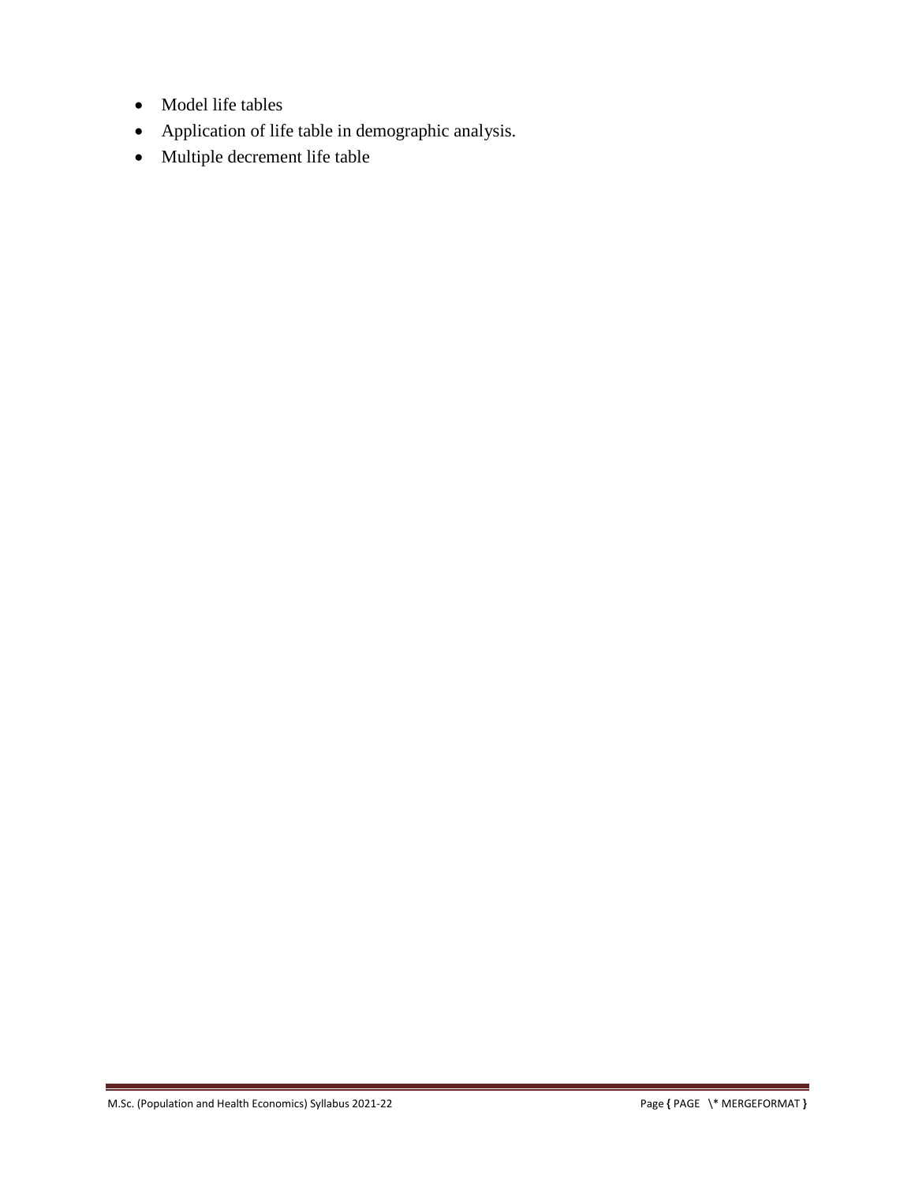- Model life tables
- Application of life table in demographic analysis.
- Multiple decrement life table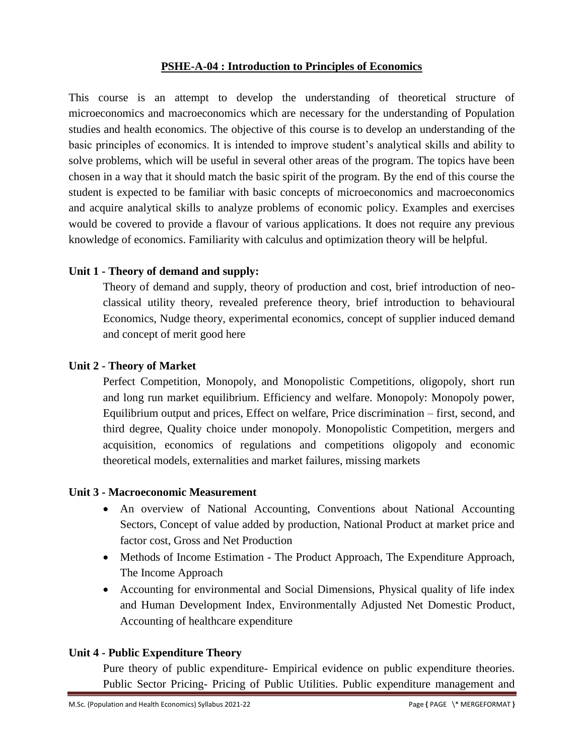## PSHE-A-04 : Introduction to Principles of Economics

This course is an attempt to develop the understanding of theoretical structure of microeconomics and macroeconomics which are necessary for the understanding of Population studies and health economics. The objective of this course is to develop an understanding of the basic principles of economics. It is intended to improve student's analytical skills and ability to solve problems, which will be useful in several other areas of the program. The topics have been chosen in a way that it should match the basic spirit of the program. By the end of this course the student is expected to be familiar with basic concepts of microeconomics and macroeconomics and acquire analytical skills to analyze problems of economic policy. Examples and exercises would be covered to provide a flavour of various applications. It does not require any previous knowledge of economics. Familiarity with calculus and optimization theory will be helpful.

**Unit 1 - Theory of demand and supply:**

Theory of demand and supply, theory of production and cost, brief introduction of neo-classical utility theory, revealed preference theory, brief introduction to behavioural Economics, Nudge theory, experimental economics, concept of supplier induced demand and concept of merit good here

**Unit 2 - Theory of Market**

Perfect Competition, Monopoly, and Monopolistic Competitions, oligopoly, short run and long run market equilibrium. Efficiency and welfare. Monopoly: Monopoly power, Equilibrium output and prices, Effect on welfare, Price discrimination – first, second, and third degree, Quality choice under monopoly. Monopolistic Competition, mergers and acquisition, economics of regulations and competitions oligopoly and economic theoretical models, externalities and market failures, missing markets

**Unit 3 - Macroeconomic Measurement**

- An overview of National Accounting, Conventions about National Accounting Sectors, Concept of value added by production, National Product at market price and factor cost, Gross and Net Production
- Methods of Income Estimation - The Product Approach, The Expenditure Approach, The Income Approach
- Accounting for environmental and Social Dimensions, Physical quality of life index and Human Development Index, Environmentally Adjusted Net Domestic Product, Accounting of healthcare expenditure

**Unit 4 - Public Expenditure Theory**

Pure theory of public expenditure- Empirical evidence on public expenditure theories. Public Sector Pricing- Pricing of Public Utilities. Public expenditure management and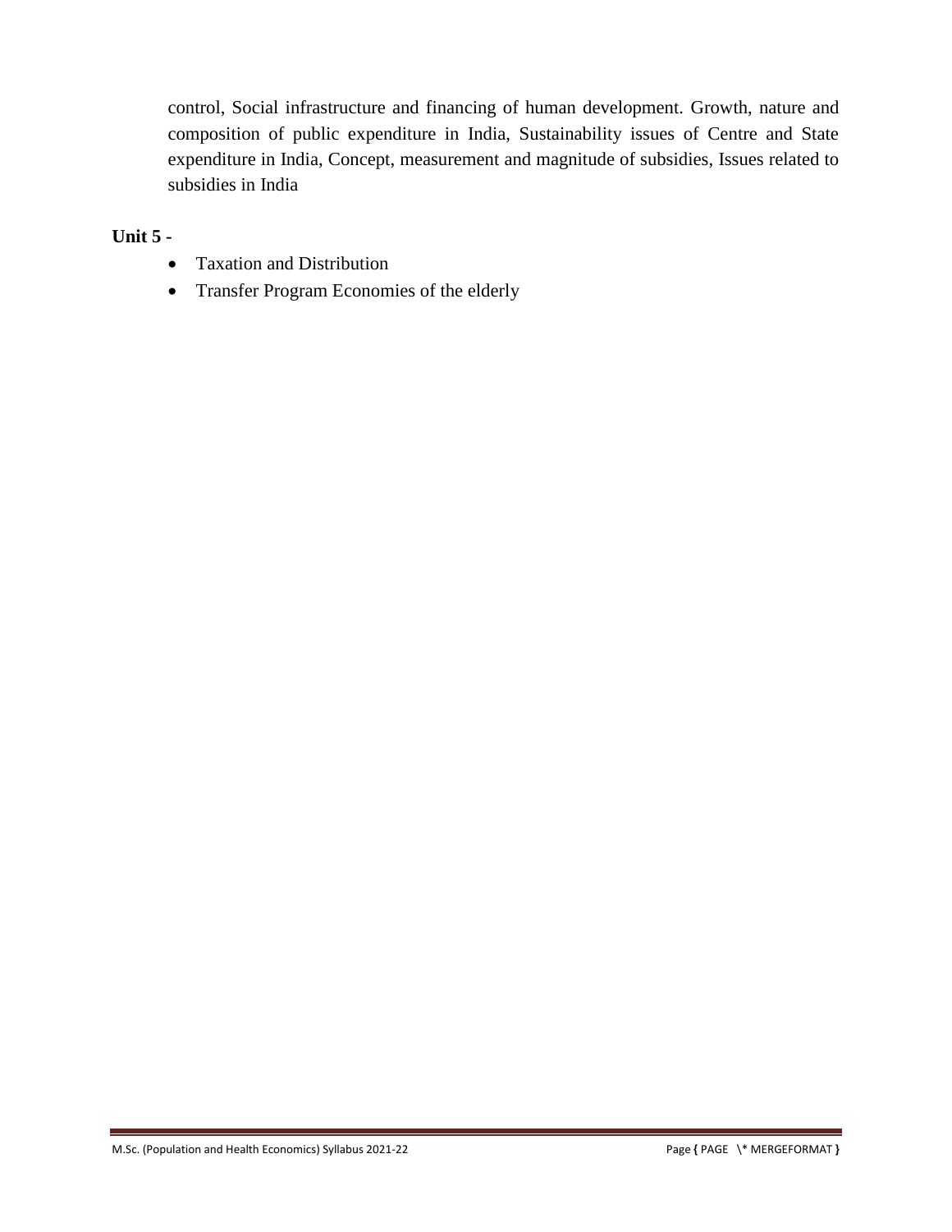control, Social infrastructure and financing of human development. Growth, nature and composition of public expenditure in India, Sustainability issues of Centre and State expenditure in India, Concept, measurement and magnitude of subsidies, Issues related to subsidies in India

**Unit 5 -**

- Taxation and Distribution
- Transfer Program Economies of the elderly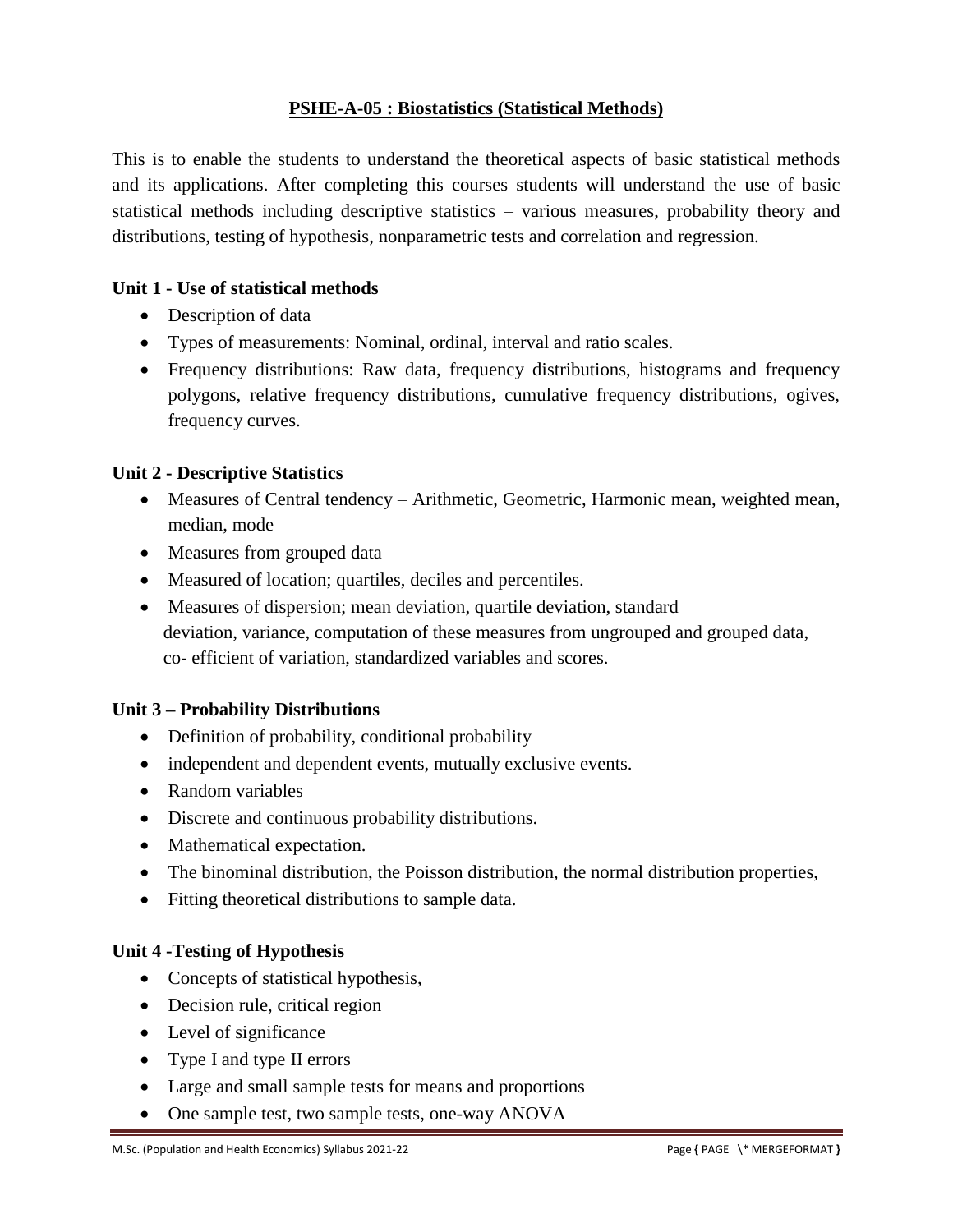## PSHE-A-05 : Biostatistics (Statistical Methods)

This is to enable the students to understand the theoretical aspects of basic statistical methods and its applications. After completing this courses students will understand the use of basic statistical methods including descriptive statistics – various measures, probability theory and distributions, testing of hypothesis, nonparametric tests and correlation and regression.

**Unit 1 - Use of statistical methods**

- Description of data
- Types of measurements: Nominal, ordinal, interval and ratio scales.
- Frequency distributions: Raw data, frequency distributions, histograms and frequency polygons, relative frequency distributions, cumulative frequency distributions, ogives, frequency curves.

**Unit 2 - Descriptive Statistics**

- Measures of Central tendency – Arithmetic, Geometric, Harmonic mean, weighted mean, median, mode
- Measures from grouped data
- Measured of location; quartiles, deciles and percentiles.
- Measures of dispersion; mean deviation, quartile deviation, standard deviation, variance, computation of these measures from ungrouped and grouped data, co- efficient of variation, standardized variables and scores.

**Unit 3 – Probability Distributions**

- Definition of probability, conditional probability
- independent and dependent events, mutually exclusive events.
- Random variables
- Discrete and continuous probability distributions.
- Mathematical expectation.
- The binominal distribution, the Poisson distribution, the normal distribution properties,
- Fitting theoretical distributions to sample data.

**Unit 4 -Testing of Hypothesis**

- Concepts of statistical hypothesis,
- Decision rule, critical region
- Level of significance
- Type I and type II errors
- Large and small sample tests for means and proportions
- One sample test, two sample tests, one-way ANOVA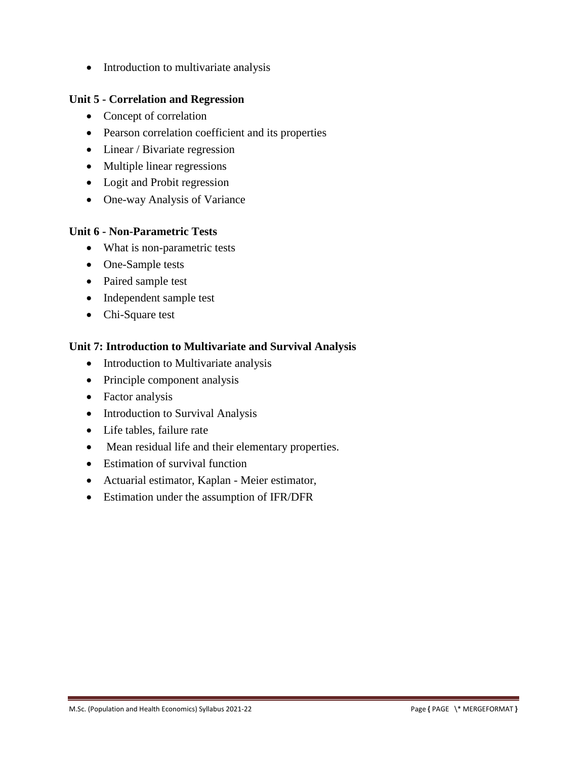- Introduction to multivariate analysis

**Unit 5 - Correlation and Regression**

- Concept of correlation
- Pearson correlation coefficient and its properties
- Linear / Bivariate regression
- Multiple linear regressions
- Logit and Probit regression
- One-way Analysis of Variance

**Unit 6 - Non-Parametric Tests**

- What is non-parametric tests
- One-Sample tests
- Paired sample test
- Independent sample test
- Chi-Square test

**Unit 7: Introduction to Multivariate and Survival Analysis**

- Introduction to Multivariate analysis
- Principle component analysis
- Factor analysis
- Introduction to Survival Analysis
- Life tables, failure rate
- Mean residual life and their elementary properties.
- Estimation of survival function
- Actuarial estimator, Kaplan - Meier estimator,
- Estimation under the assumption of IFR/DFR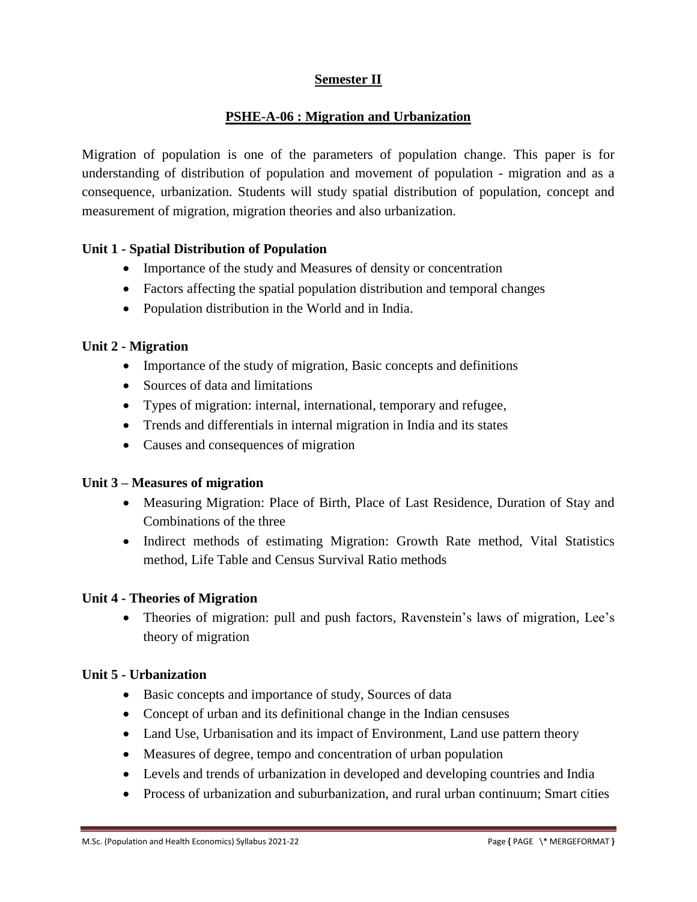## Semester II

## PSHE-A-06 : Migration and Urbanization

Migration of population is one of the parameters of population change. This paper is for understanding of distribution of population and movement of population - migration and as a consequence, urbanization. Students will study spatial distribution of population, concept and measurement of migration, migration theories and also urbanization.

### Unit 1 - Spatial Distribution of Population

- Importance of the study and Measures of density or concentration
- Factors affecting the spatial population distribution and temporal changes
- Population distribution in the World and in India.

### Unit 2 - Migration

- Importance of the study of migration, Basic concepts and definitions
- Sources of data and limitations
- Types of migration: internal, international, temporary and refugee,
- Trends and differentials in internal migration in India and its states
- Causes and consequences of migration

### Unit 3 – Measures of migration

- Measuring Migration: Place of Birth, Place of Last Residence, Duration of Stay and Combinations of the three
- Indirect methods of estimating Migration: Growth Rate method, Vital Statistics method, Life Table and Census Survival Ratio methods

### Unit 4 - Theories of Migration

- Theories of migration: pull and push factors, Ravenstein's laws of migration, Lee's theory of migration

### Unit 5 - Urbanization

- Basic concepts and importance of study, Sources of data
- Concept of urban and its definitional change in the Indian censuses
- Land Use, Urbanisation and its impact of Environment, Land use pattern theory
- Measures of degree, tempo and concentration of urban population
- Levels and trends of urbanization in developed and developing countries and India
- Process of urbanization and suburbanization, and rural urban continuum; Smart cities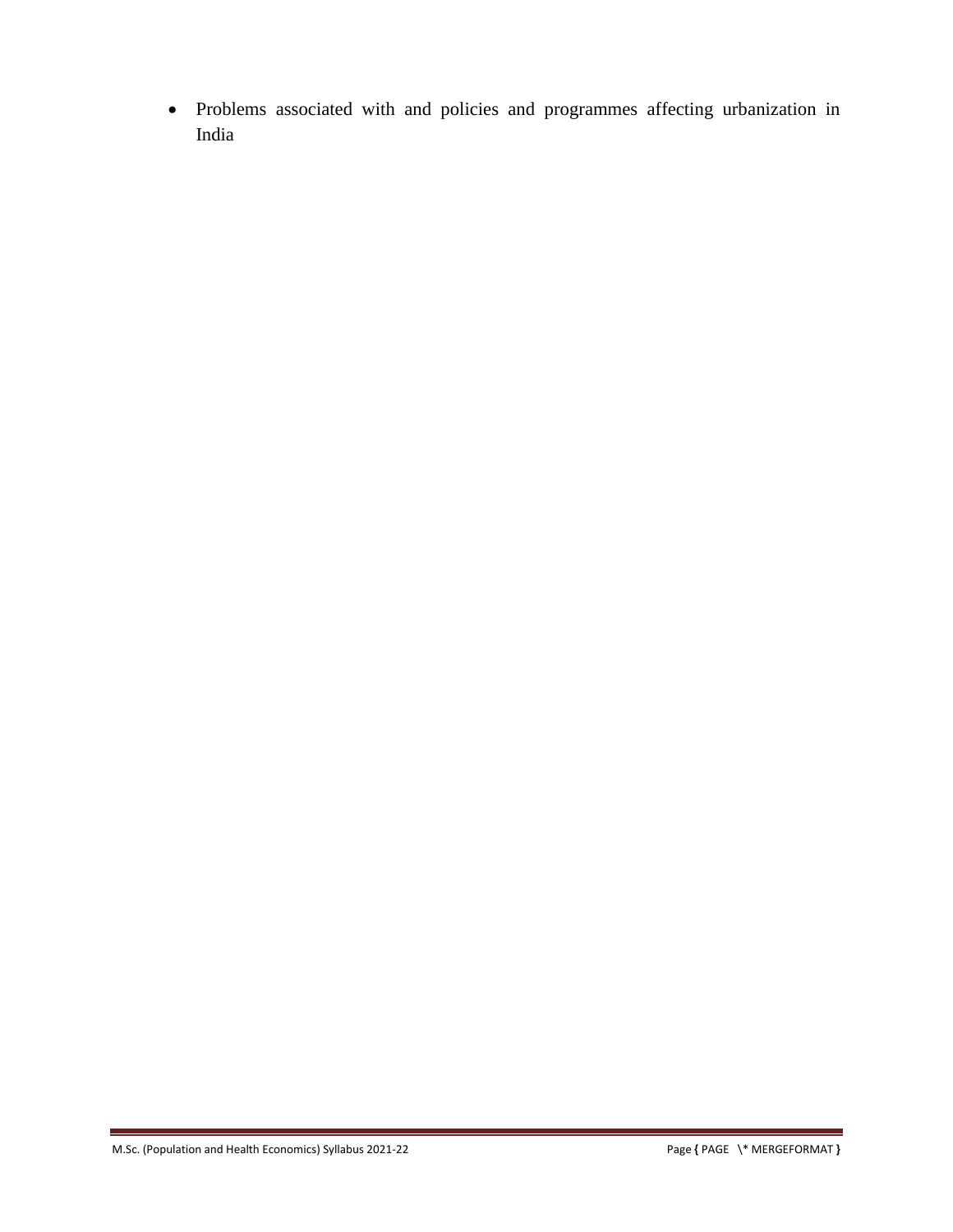- Problems associated with and policies and programmes affecting urbanization in India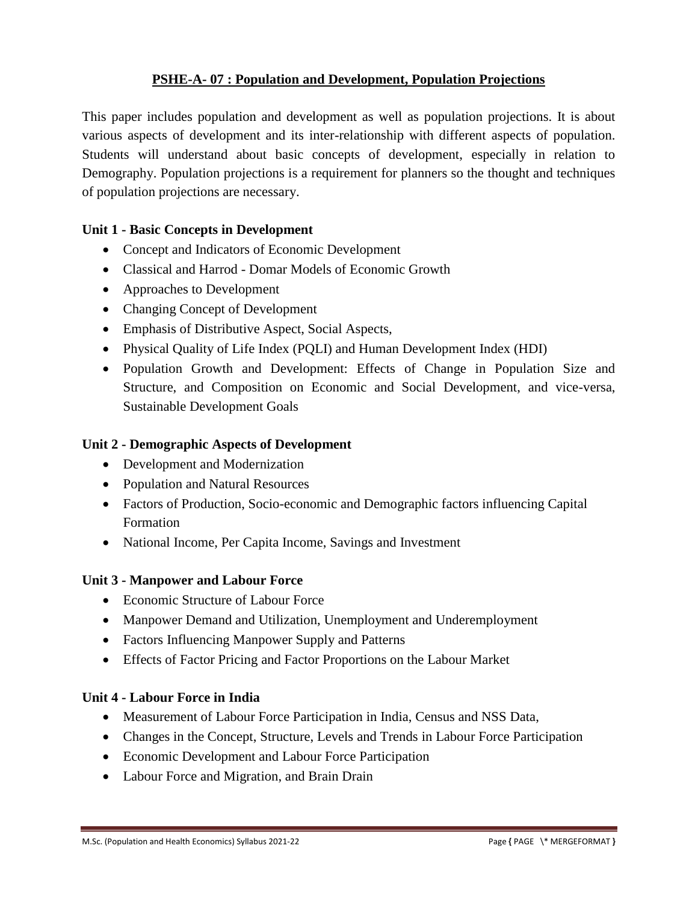## PSHE-A- 07 : Population and Development, Population Projections

This paper includes population and development as well as population projections. It is about various aspects of development and its inter-relationship with different aspects of population. Students will understand about basic concepts of development, especially in relation to Demography. Population projections is a requirement for planners so the thought and techniques of population projections are necessary.

### Unit 1 - Basic Concepts in Development

- Concept and Indicators of Economic Development
- Classical and Harrod - Domar Models of Economic Growth
- Approaches to Development
- Changing Concept of Development
- Emphasis of Distributive Aspect, Social Aspects,
- Physical Quality of Life Index (PQLI) and Human Development Index (HDI)
- Population Growth and Development: Effects of Change in Population Size and Structure, and Composition on Economic and Social Development, and vice-versa, Sustainable Development Goals

### Unit 2 - Demographic Aspects of Development

- Development and Modernization
- Population and Natural Resources
- Factors of Production, Socio-economic and Demographic factors influencing Capital Formation
- National Income, Per Capita Income, Savings and Investment

### Unit 3 - Manpower and Labour Force

- Economic Structure of Labour Force
- Manpower Demand and Utilization, Unemployment and Underemployment
- Factors Influencing Manpower Supply and Patterns
- Effects of Factor Pricing and Factor Proportions on the Labour Market

### Unit 4 - Labour Force in India

- Measurement of Labour Force Participation in India, Census and NSS Data,
- Changes in the Concept, Structure, Levels and Trends in Labour Force Participation
- Economic Development and Labour Force Participation
- Labour Force and Migration, and Brain Drain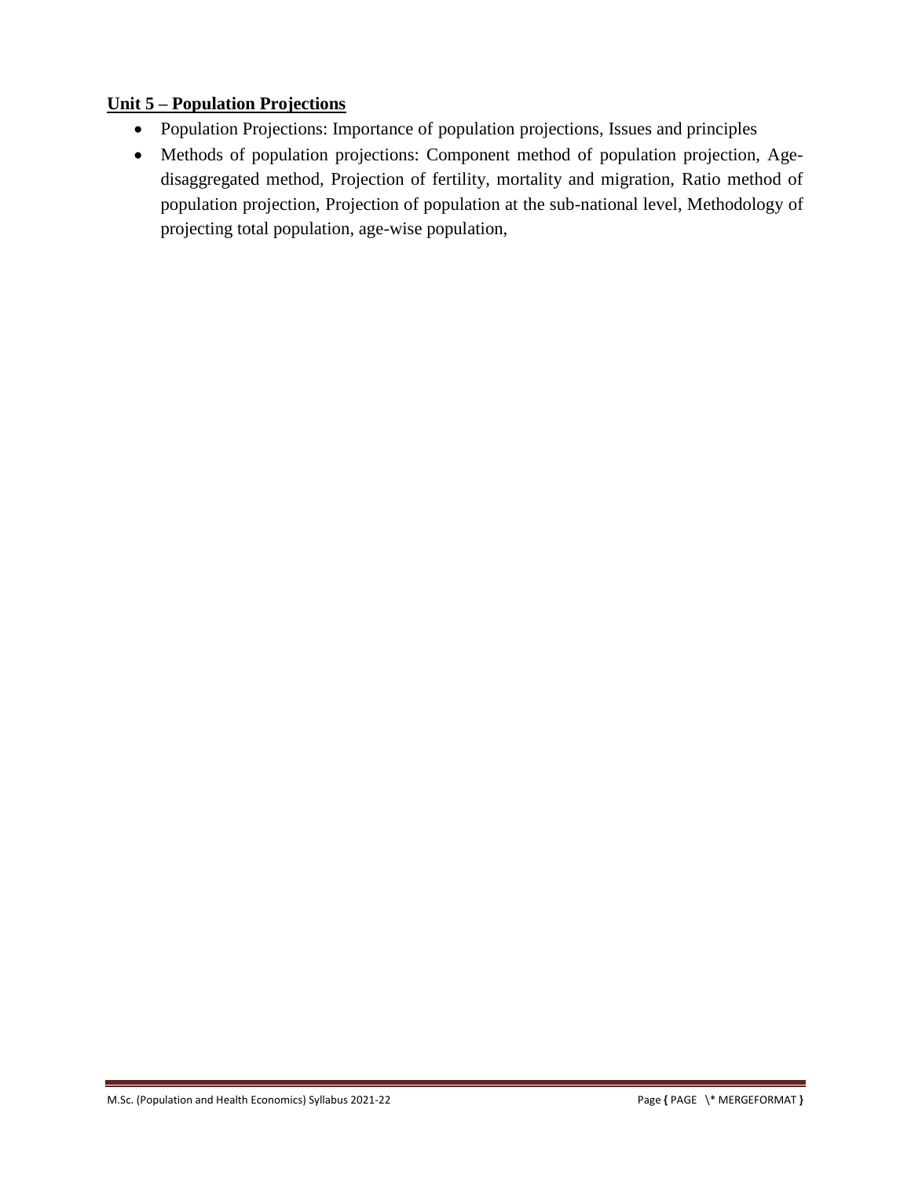**Unit 5 – Population Projections**

- Population Projections: Importance of population projections, Issues and principles
- Methods of population projections: Component method of population projection, Age-disaggregated method, Projection of fertility, mortality and migration, Ratio method of population projection, Projection of population at the sub-national level, Methodology of projecting total population, age-wise population,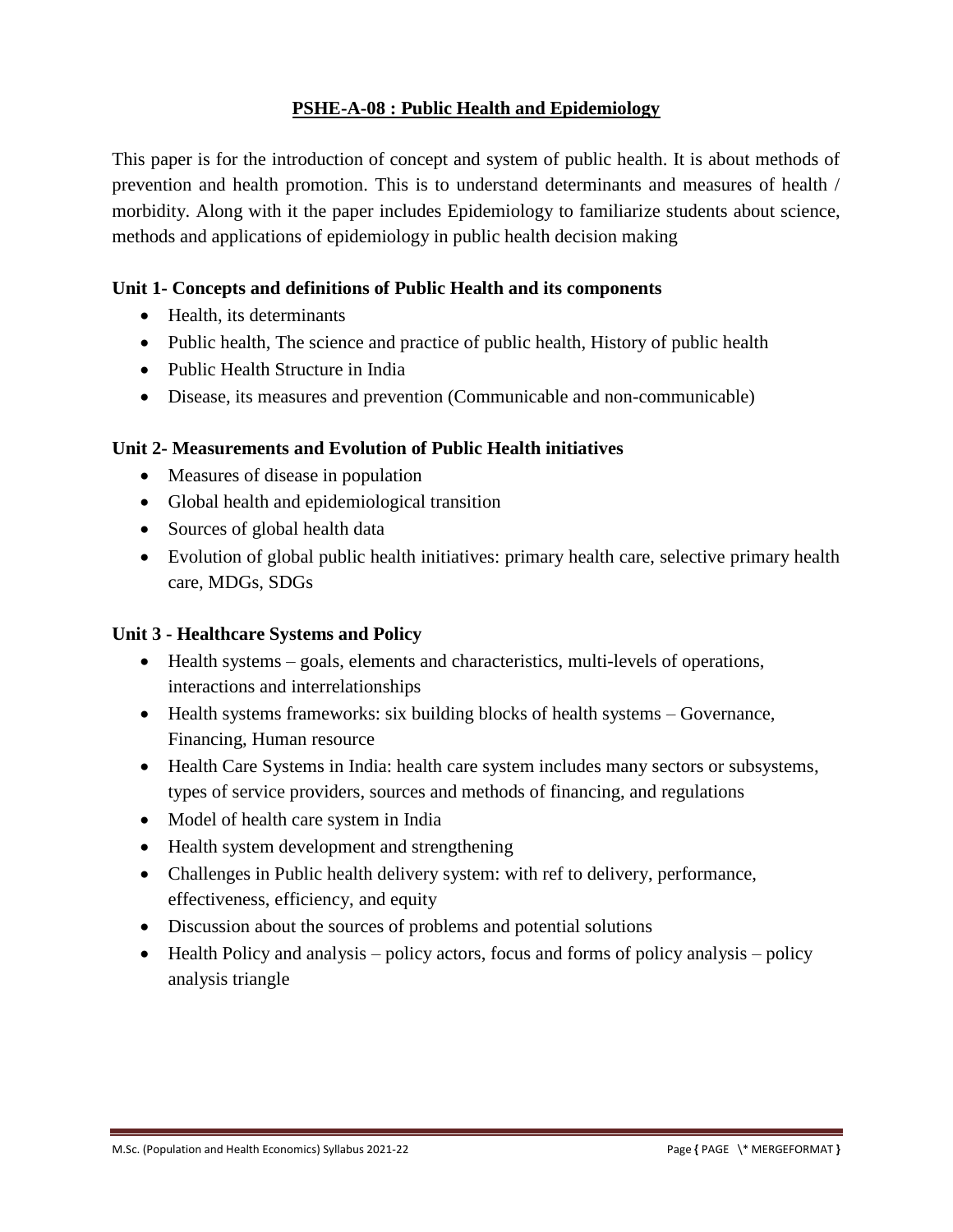## PSHE-A-08 : Public Health and Epidemiology

This paper is for the introduction of concept and system of public health. It is about methods of prevention and health promotion. This is to understand determinants and measures of health / morbidity. Along with it the paper includes Epidemiology to familiarize students about science, methods and applications of epidemiology in public health decision making

### Unit 1- Concepts and definitions of Public Health and its components

- Health, its determinants
- Public health, The science and practice of public health, History of public health
- Public Health Structure in India
- Disease, its measures and prevention (Communicable and non-communicable)

### Unit 2- Measurements and Evolution of Public Health initiatives

- Measures of disease in population
- Global health and epidemiological transition
- Sources of global health data
- Evolution of global public health initiatives: primary health care, selective primary health care, MDGs, SDGs

### Unit 3 - Healthcare Systems and Policy

- Health systems – goals, elements and characteristics, multi-levels of operations, interactions and interrelationships
- Health systems frameworks: six building blocks of health systems – Governance, Financing, Human resource
- Health Care Systems in India: health care system includes many sectors or subsystems, types of service providers, sources and methods of financing, and regulations
- Model of health care system in India
- Health system development and strengthening
- Challenges in Public health delivery system: with ref to delivery, performance, effectiveness, efficiency, and equity
- Discussion about the sources of problems and potential solutions
- Health Policy and analysis – policy actors, focus and forms of policy analysis – policy analysis triangle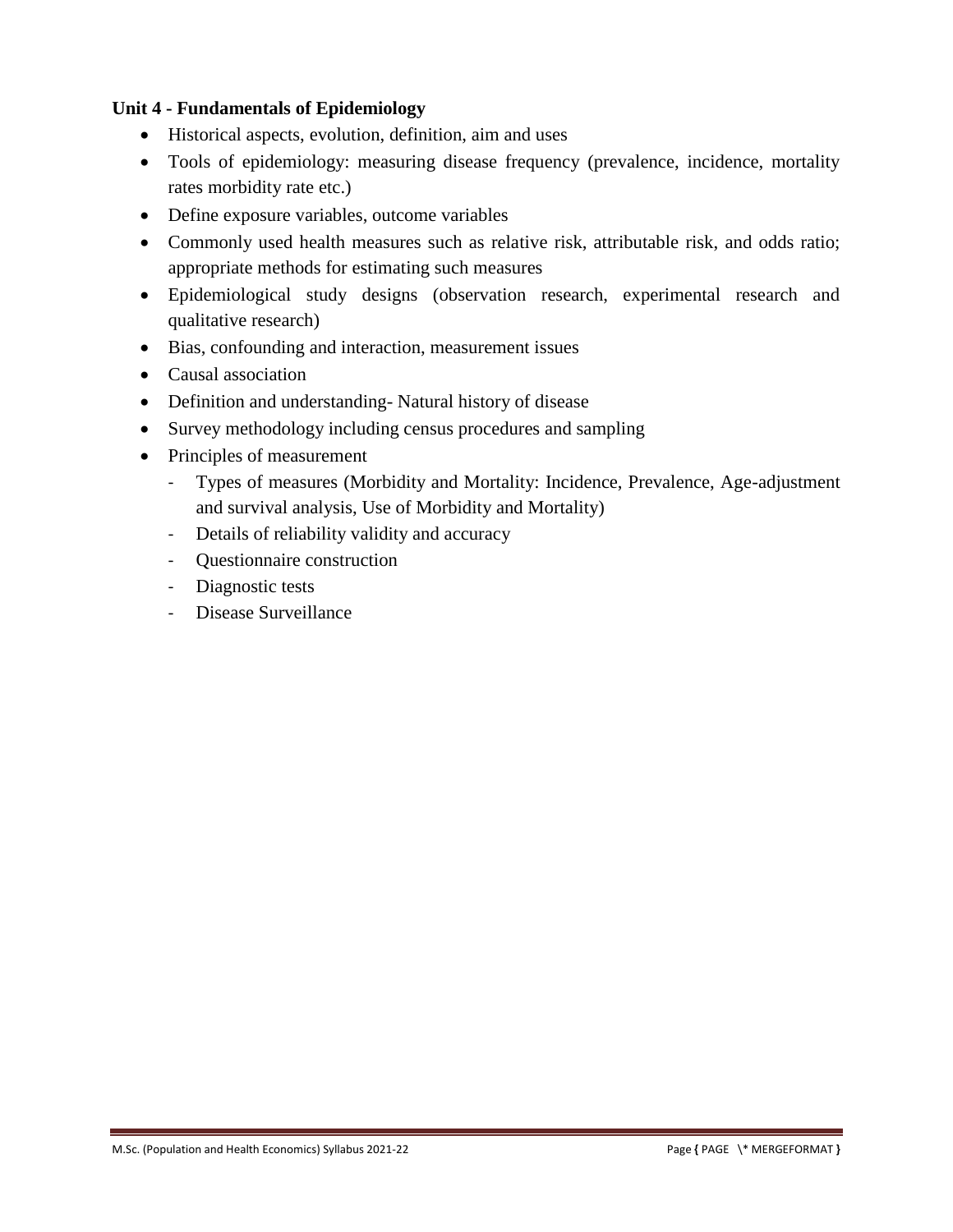**Unit 4 - Fundamentals of Epidemiology**

- Historical aspects, evolution, definition, aim and uses
- Tools of epidemiology: measuring disease frequency (prevalence, incidence, mortality rates morbidity rate etc.)
- Define exposure variables, outcome variables
- Commonly used health measures such as relative risk, attributable risk, and odds ratio; appropriate methods for estimating such measures
- Epidemiological study designs (observation research, experimental research and qualitative research)
- Bias, confounding and interaction, measurement issues
- Causal association
- Definition and understanding- Natural history of disease
- Survey methodology including census procedures and sampling
- Principles of measurement
  - Types of measures (Morbidity and Mortality: Incidence, Prevalence, Age-adjustment and survival analysis, Use of Morbidity and Mortality)
  - Details of reliability validity and accuracy
  - Questionnaire construction
  - Diagnostic tests
  - Disease Surveillance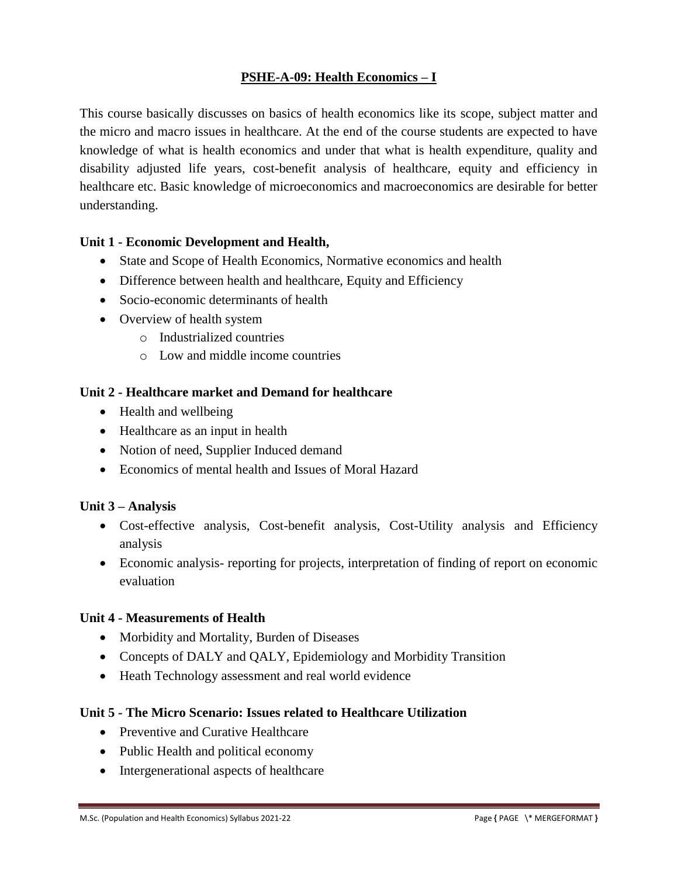## PSHE-A-09: Health Economics – I

This course basically discusses on basics of health economics like its scope, subject matter and the micro and macro issues in healthcare. At the end of the course students are expected to have knowledge of what is health economics and under that what is health expenditure, quality and disability adjusted life years, cost-benefit analysis of healthcare, equity and efficiency in healthcare etc. Basic knowledge of microeconomics and macroeconomics are desirable for better understanding.

**Unit 1 - Economic Development and Health,**

- State and Scope of Health Economics, Normative economics and health
- Difference between health and healthcare, Equity and Efficiency
- Socio-economic determinants of health
- Overview of health system
    - Industrialized countries
    - Low and middle income countries

**Unit 2 - Healthcare market and Demand for healthcare**

- Health and wellbeing
- Healthcare as an input in health
- Notion of need, Supplier Induced demand
- Economics of mental health and Issues of Moral Hazard

**Unit 3 – Analysis**

- Cost-effective analysis, Cost-benefit analysis, Cost-Utility analysis and Efficiency analysis
- Economic analysis- reporting for projects, interpretation of finding of report on economic evaluation

**Unit 4 - Measurements of Health**

- Morbidity and Mortality, Burden of Diseases
- Concepts of DALY and QALY, Epidemiology and Morbidity Transition
- Heath Technology assessment and real world evidence

**Unit 5 - The Micro Scenario: Issues related to Healthcare Utilization**

- Preventive and Curative Healthcare
- Public Health and political economy
- Intergenerational aspects of healthcare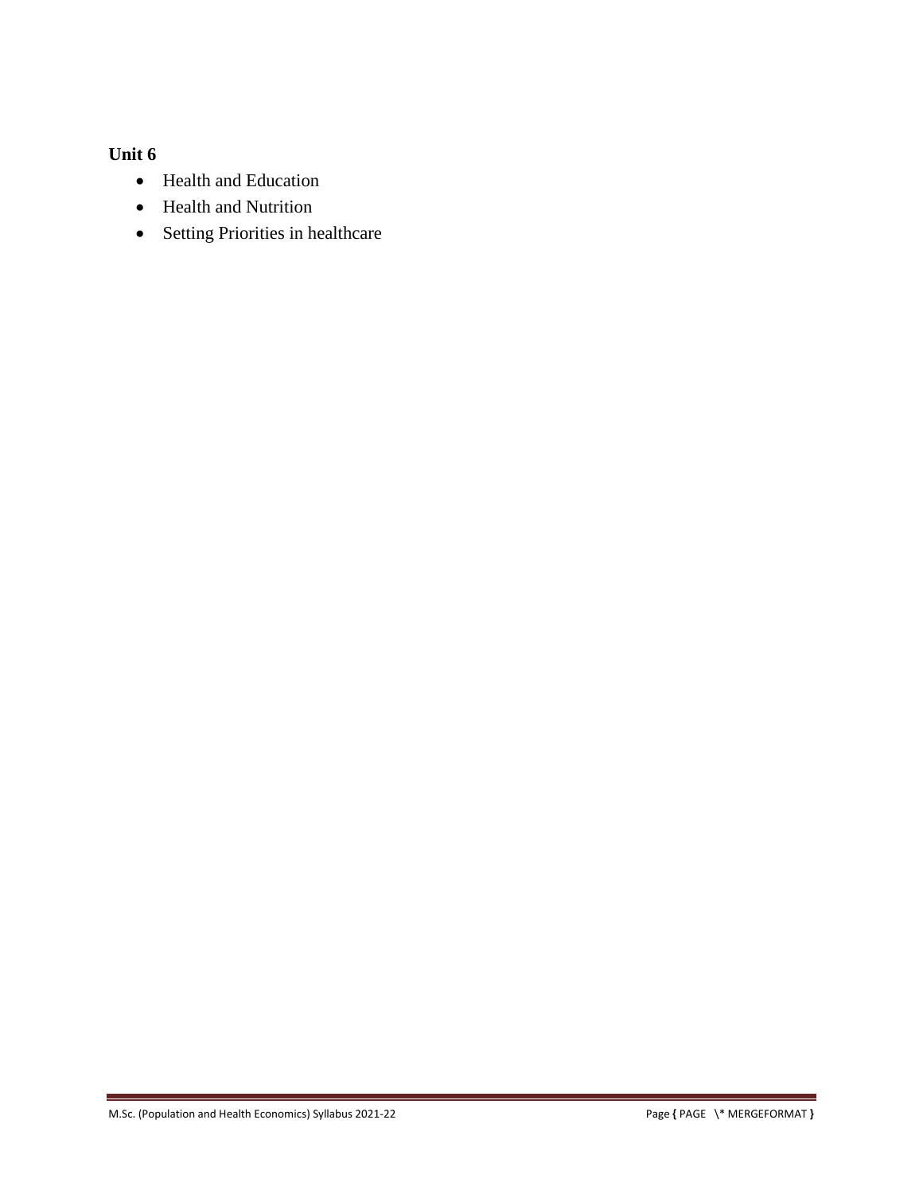**Unit 6**

- Health and Education
- Health and Nutrition
- Setting Priorities in healthcare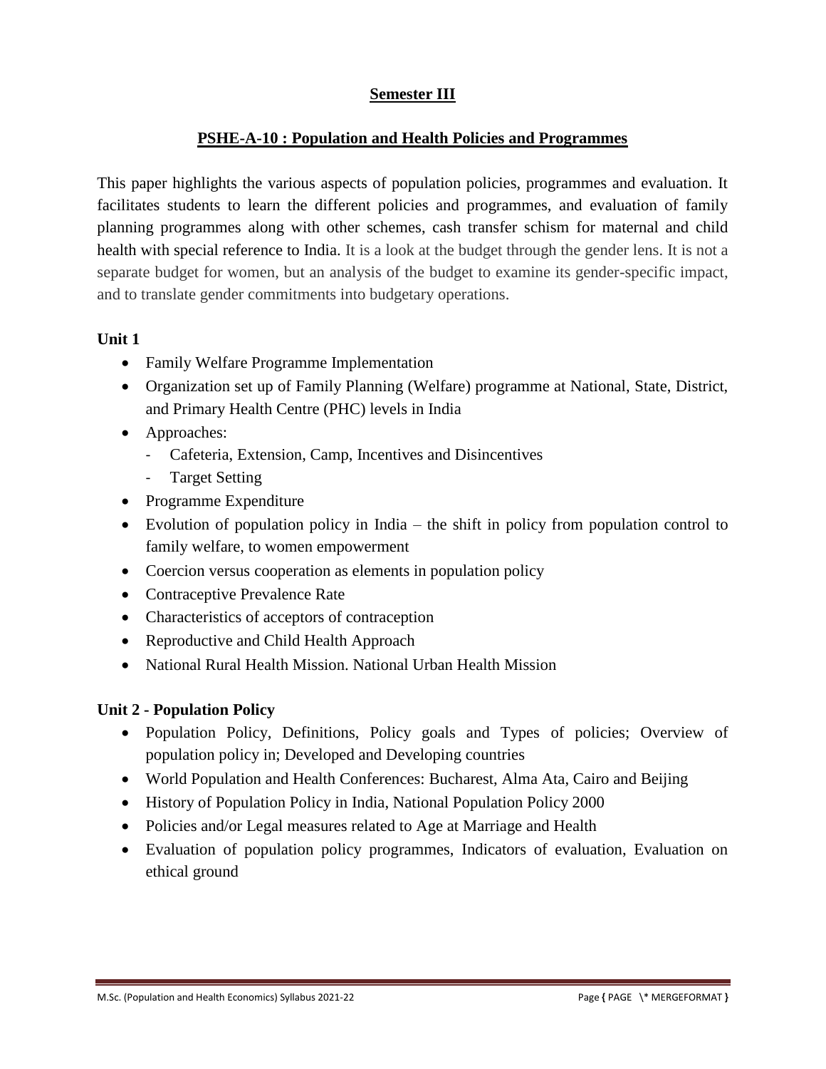## Semester III

## PSHE-A-10 : Population and Health Policies and Programmes

This paper highlights the various aspects of population policies, programmes and evaluation. It facilitates students to learn the different policies and programmes, and evaluation of family planning programmes along with other schemes, cash transfer schism for maternal and child health with special reference to India. It is a look at the budget through the gender lens. It is not a separate budget for women, but an analysis of the budget to examine its gender-specific impact, and to translate gender commitments into budgetary operations.

**Unit 1**

- Family Welfare Programme Implementation
- Organization set up of Family Planning (Welfare) programme at National, State, District, and Primary Health Centre (PHC) levels in India
- Approaches:
  - Cafeteria, Extension, Camp, Incentives and Disincentives
  - Target Setting
- Programme Expenditure
- Evolution of population policy in India – the shift in policy from population control to family welfare, to women empowerment
- Coercion versus cooperation as elements in population policy
- Contraceptive Prevalence Rate
- Characteristics of acceptors of contraception
- Reproductive and Child Health Approach
- National Rural Health Mission. National Urban Health Mission

**Unit 2 - Population Policy**

- Population Policy, Definitions, Policy goals and Types of policies; Overview of population policy in; Developed and Developing countries
- World Population and Health Conferences: Bucharest, Alma Ata, Cairo and Beijing
- History of Population Policy in India, National Population Policy 2000
- Policies and/or Legal measures related to Age at Marriage and Health
- Evaluation of population policy programmes, Indicators of evaluation, Evaluation on ethical ground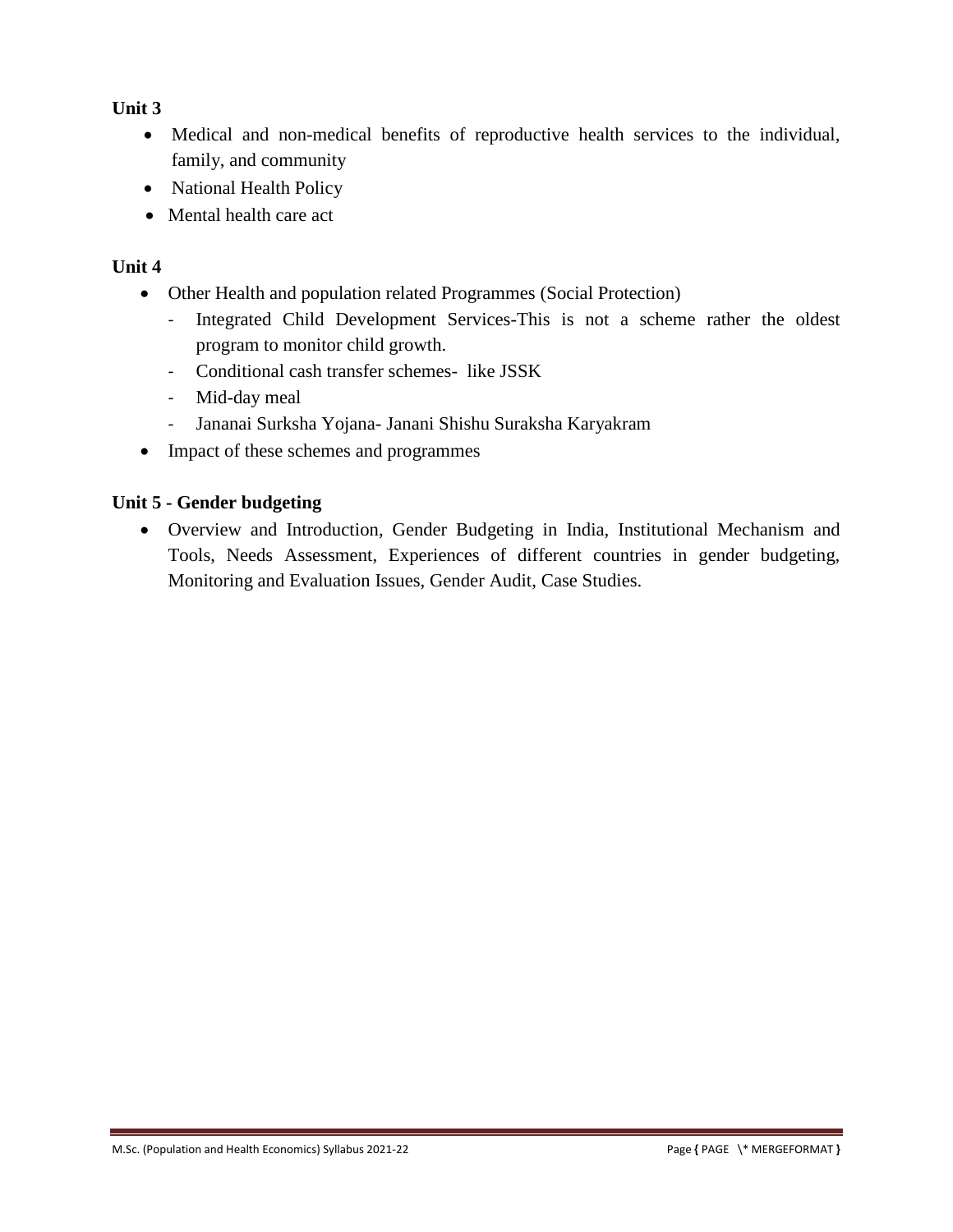**Unit 3**

- Medical and non-medical benefits of reproductive health services to the individual, family, and community
- National Health Policy
- Mental health care act

**Unit 4**

- Other Health and population related Programmes (Social Protection)
  - Integrated Child Development Services-This is not a scheme rather the oldest program to monitor child growth.
  - Conditional cash transfer schemes- like JSSK
  - Mid-day meal
  - Jananai Surksha Yojana- Janani Shishu Suraksha Karyakram
- Impact of these schemes and programmes

**Unit 5 - Gender budgeting**

- Overview and Introduction, Gender Budgeting in India, Institutional Mechanism and Tools, Needs Assessment, Experiences of different countries in gender budgeting, Monitoring and Evaluation Issues, Gender Audit, Case Studies.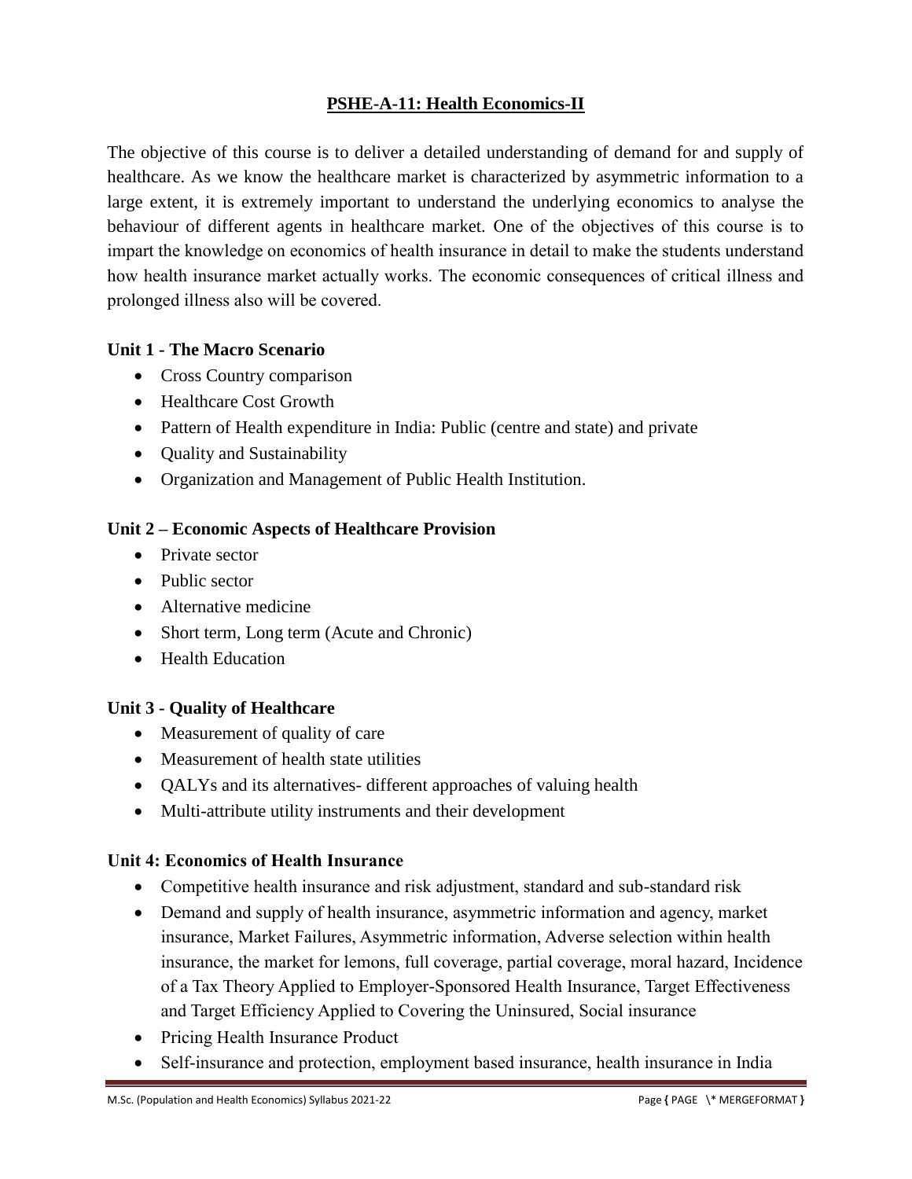## PSHE-A-11: Health Economics-II

The objective of this course is to deliver a detailed understanding of demand for and supply of healthcare. As we know the healthcare market is characterized by asymmetric information to a large extent, it is extremely important to understand the underlying economics to analyse the behaviour of different agents in healthcare market. One of the objectives of this course is to impart the knowledge on economics of health insurance in detail to make the students understand how health insurance market actually works. The economic consequences of critical illness and prolonged illness also will be covered.

**Unit 1 - The Macro Scenario**

- Cross Country comparison
- Healthcare Cost Growth
- Pattern of Health expenditure in India: Public (centre and state) and private
- Quality and Sustainability
- Organization and Management of Public Health Institution.

**Unit 2 – Economic Aspects of Healthcare Provision**

- Private sector
- Public sector
- Alternative medicine
- Short term, Long term (Acute and Chronic)
- Health Education

**Unit 3 - Quality of Healthcare**

- Measurement of quality of care
- Measurement of health state utilities
- QALYs and its alternatives- different approaches of valuing health
- Multi-attribute utility instruments and their development

**Unit 4: Economics of Health Insurance**

- Competitive health insurance and risk adjustment, standard and sub-standard risk
- Demand and supply of health insurance, asymmetric information and agency, market insurance, Market Failures, Asymmetric information, Adverse selection within health insurance, the market for lemons, full coverage, partial coverage, moral hazard, Incidence of a Tax Theory Applied to Employer-Sponsored Health Insurance, Target Effectiveness and Target Efficiency Applied to Covering the Uninsured, Social insurance
- Pricing Health Insurance Product
- Self-insurance and protection, employment based insurance, health insurance in India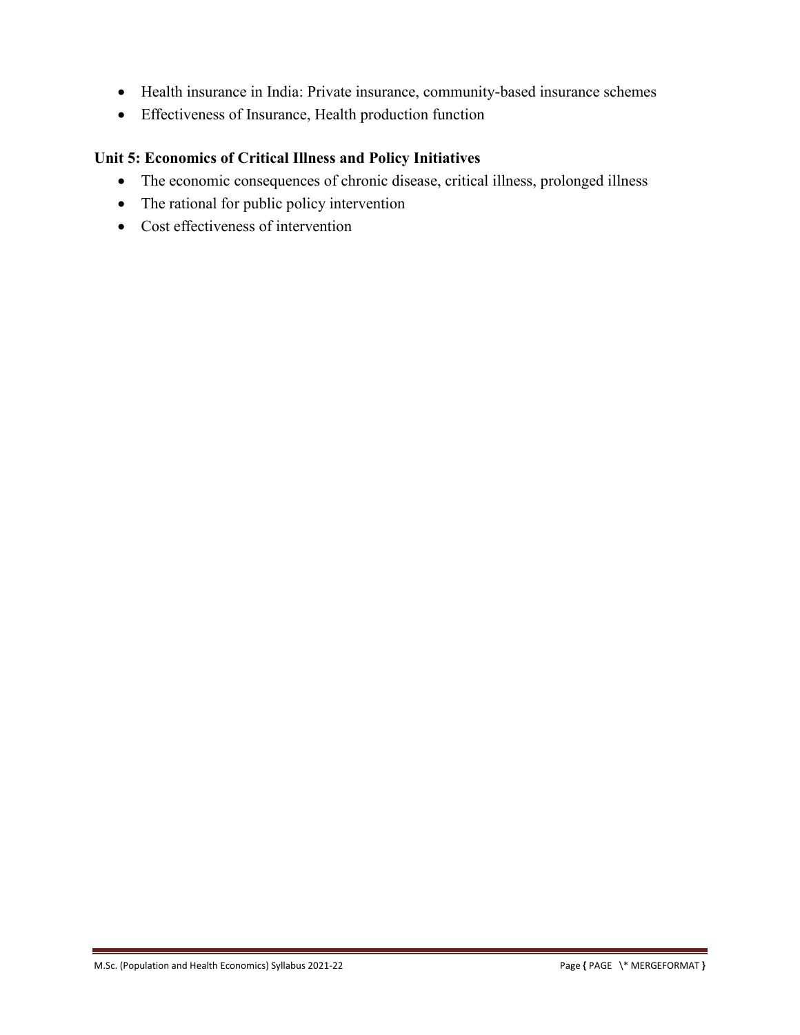- Health insurance in India: Private insurance, community-based insurance schemes
- Effectiveness of Insurance, Health production function

**Unit 5: Economics of Critical Illness and Policy Initiatives**

- The economic consequences of chronic disease, critical illness, prolonged illness
- The rational for public policy intervention
- Cost effectiveness of intervention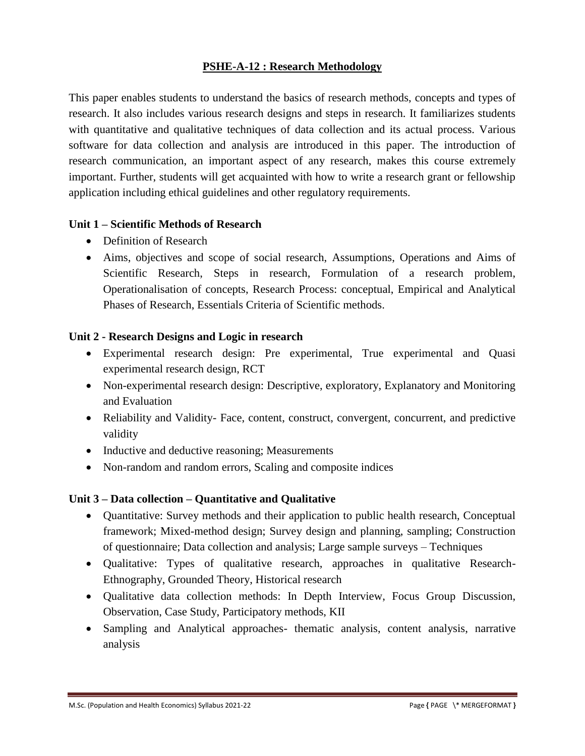## PSHE-A-12 : Research Methodology

This paper enables students to understand the basics of research methods, concepts and types of research. It also includes various research designs and steps in research. It familiarizes students with quantitative and qualitative techniques of data collection and its actual process. Various software for data collection and analysis are introduced in this paper. The introduction of research communication, an important aspect of any research, makes this course extremely important. Further, students will get acquainted with how to write a research grant or fellowship application including ethical guidelines and other regulatory requirements.

### Unit 1 – Scientific Methods of Research

- Definition of Research
- Aims, objectives and scope of social research, Assumptions, Operations and Aims of Scientific Research, Steps in research, Formulation of a research problem, Operationalisation of concepts, Research Process: conceptual, Empirical and Analytical Phases of Research, Essentials Criteria of Scientific methods.

### Unit 2 - Research Designs and Logic in research

- Experimental research design: Pre experimental, True experimental and Quasi experimental research design, RCT
- Non-experimental research design: Descriptive, exploratory, Explanatory and Monitoring and Evaluation
- Reliability and Validity- Face, content, construct, convergent, concurrent, and predictive validity
- Inductive and deductive reasoning; Measurements
- Non-random and random errors, Scaling and composite indices

### Unit 3 – Data collection – Quantitative and Qualitative

- Quantitative: Survey methods and their application to public health research, Conceptual framework; Mixed-method design; Survey design and planning, sampling; Construction of questionnaire; Data collection and analysis; Large sample surveys – Techniques
- Qualitative: Types of qualitative research, approaches in qualitative Research- Ethnography, Grounded Theory, Historical research
- Qualitative data collection methods: In Depth Interview, Focus Group Discussion, Observation, Case Study, Participatory methods, KII
- Sampling and Analytical approaches- thematic analysis, content analysis, narrative analysis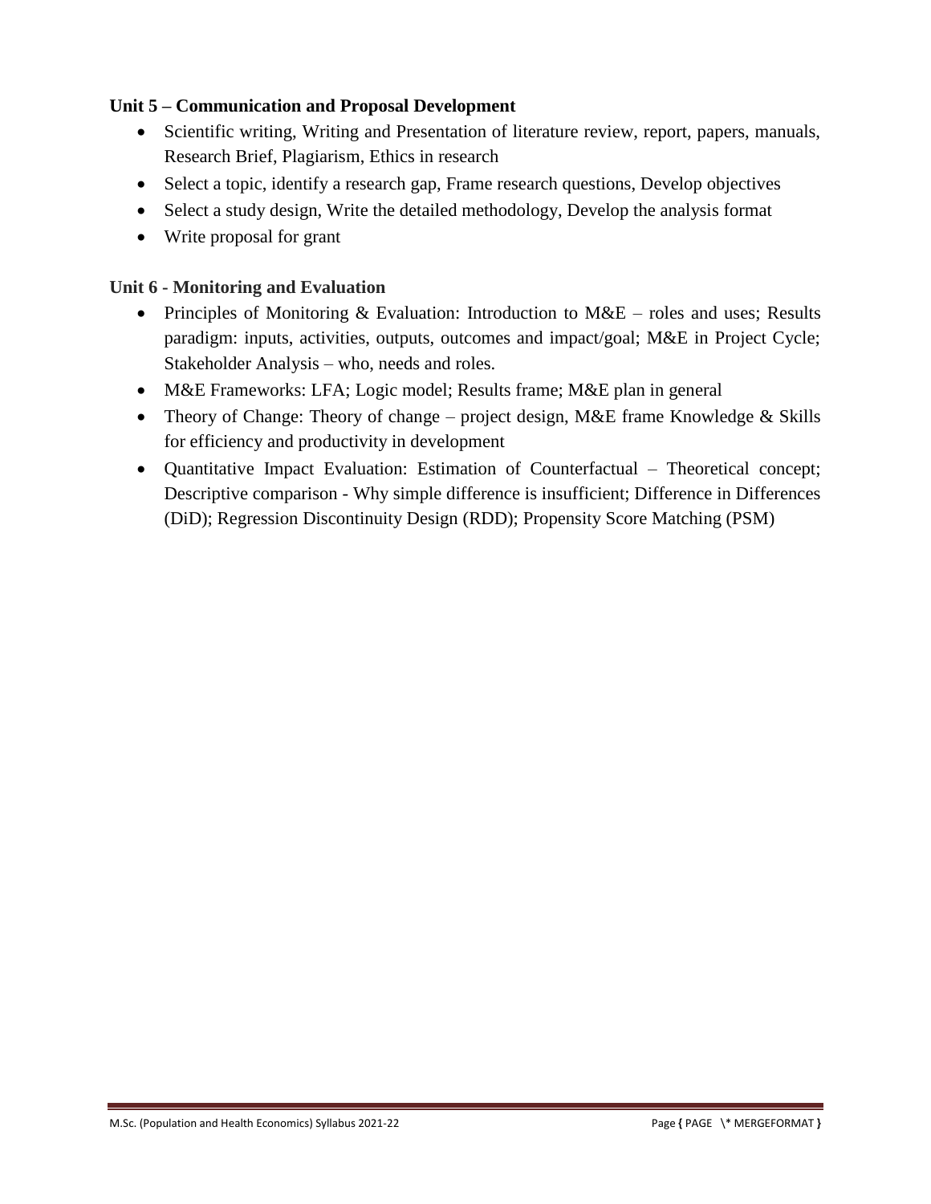**Unit 5 – Communication and Proposal Development**

- Scientific writing, Writing and Presentation of literature review, report, papers, manuals, Research Brief, Plagiarism, Ethics in research
- Select a topic, identify a research gap, Frame research questions, Develop objectives
- Select a study design, Write the detailed methodology, Develop the analysis format
- Write proposal for grant

**Unit 6 - Monitoring and Evaluation**

- Principles of Monitoring & Evaluation: Introduction to M&E – roles and uses; Results paradigm: inputs, activities, outputs, outcomes and impact/goal; M&E in Project Cycle; Stakeholder Analysis – who, needs and roles.
- M&E Frameworks: LFA; Logic model; Results frame; M&E plan in general
- Theory of Change: Theory of change – project design, M&E frame Knowledge & Skills for efficiency and productivity in development
- Quantitative Impact Evaluation: Estimation of Counterfactual – Theoretical concept; Descriptive comparison - Why simple difference is insufficient; Difference in Differences (DiD); Regression Discontinuity Design (RDD); Propensity Score Matching (PSM)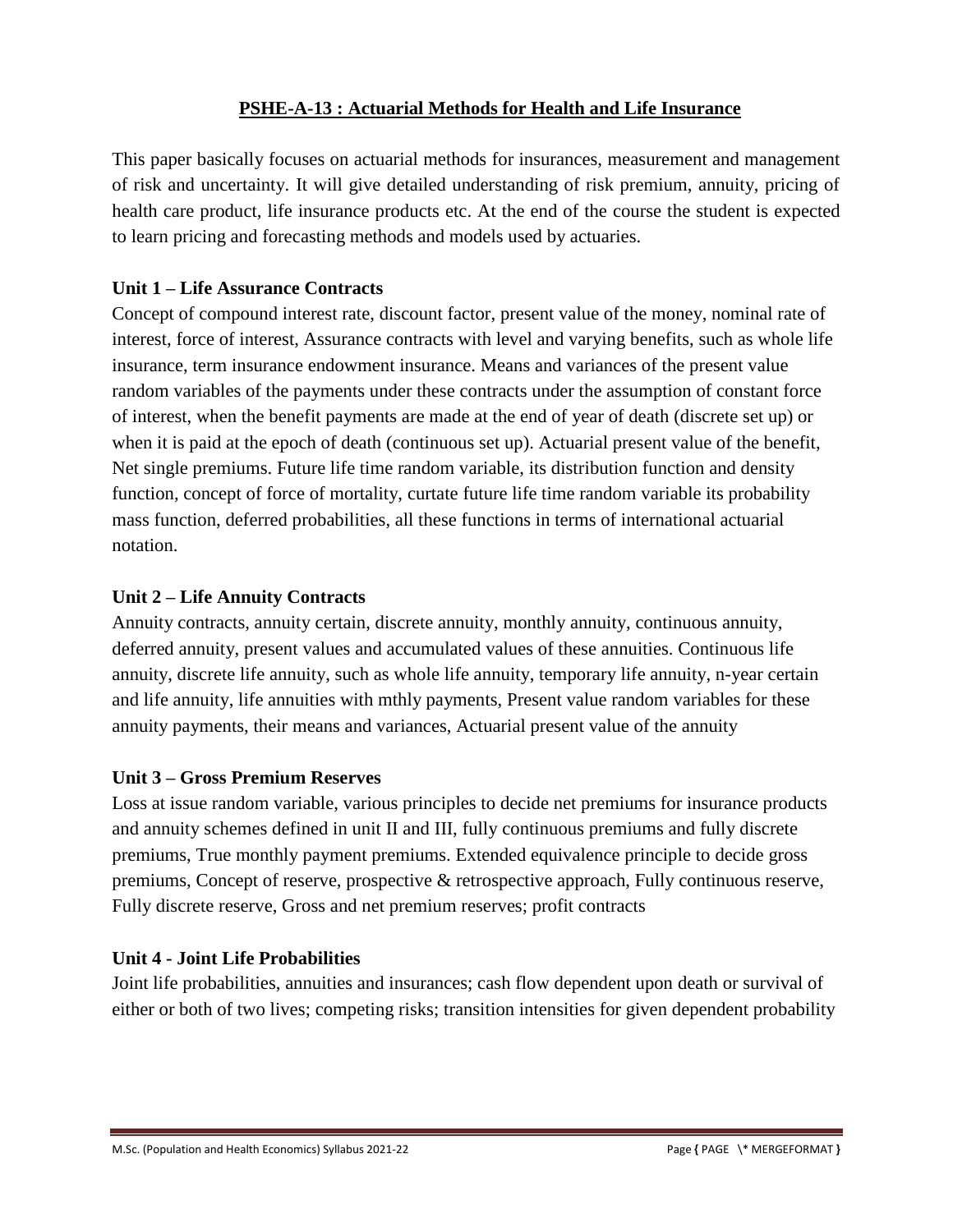## PSHE-A-13 : Actuarial Methods for Health and Life Insurance

This paper basically focuses on actuarial methods for insurances, measurement and management of risk and uncertainty. It will give detailed understanding of risk premium, annuity, pricing of health care product, life insurance products etc. At the end of the course the student is expected to learn pricing and forecasting methods and models used by actuaries.

### Unit 1 – Life Assurance Contracts

Concept of compound interest rate, discount factor, present value of the money, nominal rate of interest, force of interest, Assurance contracts with level and varying benefits, such as whole life insurance, term insurance endowment insurance. Means and variances of the present value random variables of the payments under these contracts under the assumption of constant force of interest, when the benefit payments are made at the end of year of death (discrete set up) or when it is paid at the epoch of death (continuous set up). Actuarial present value of the benefit, Net single premiums. Future life time random variable, its distribution function and density function, concept of force of mortality, curtate future life time random variable its probability mass function, deferred probabilities, all these functions in terms of international actuarial notation.

### Unit 2 – Life Annuity Contracts

Annuity contracts, annuity certain, discrete annuity, monthly annuity, continuous annuity, deferred annuity, present values and accumulated values of these annuities. Continuous life annuity, discrete life annuity, such as whole life annuity, temporary life annuity, n-year certain and life annuity, life annuities with mthly payments, Present value random variables for these annuity payments, their means and variances, Actuarial present value of the annuity

### Unit 3 – Gross Premium Reserves

Loss at issue random variable, various principles to decide net premiums for insurance products and annuity schemes defined in unit II and III, fully continuous premiums and fully discrete premiums, True monthly payment premiums. Extended equivalence principle to decide gross premiums, Concept of reserve, prospective & retrospective approach, Fully continuous reserve, Fully discrete reserve, Gross and net premium reserves; profit contracts

### Unit 4 - Joint Life Probabilities

Joint life probabilities, annuities and insurances; cash flow dependent upon death or survival of either or both of two lives; competing risks; transition intensities for given dependent probability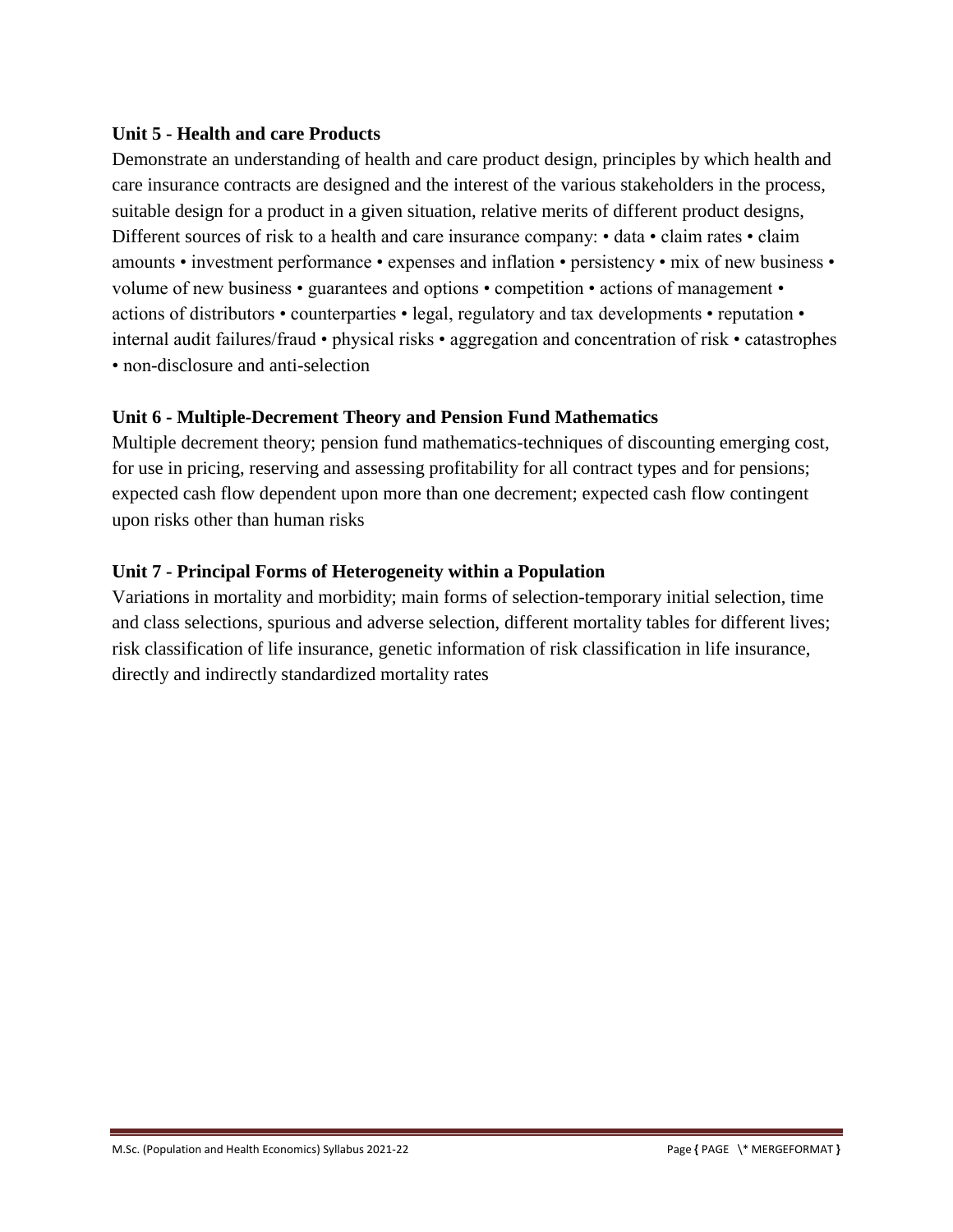**Unit 5 - Health and care Products**

Demonstrate an understanding of health and care product design, principles by which health and care insurance contracts are designed and the interest of the various stakeholders in the process, suitable design for a product in a given situation, relative merits of different product designs, Different sources of risk to a health and care insurance company: • data • claim rates • claim amounts • investment performance • expenses and inflation • persistency • mix of new business • volume of new business • guarantees and options • competition • actions of management • actions of distributors • counterparties • legal, regulatory and tax developments • reputation • internal audit failures/fraud • physical risks • aggregation and concentration of risk • catastrophes • non-disclosure and anti-selection

**Unit 6 - Multiple-Decrement Theory and Pension Fund Mathematics**

Multiple decrement theory; pension fund mathematics-techniques of discounting emerging cost, for use in pricing, reserving and assessing profitability for all contract types and for pensions; expected cash flow dependent upon more than one decrement; expected cash flow contingent upon risks other than human risks

**Unit 7 - Principal Forms of Heterogeneity within a Population**

Variations in mortality and morbidity; main forms of selection-temporary initial selection, time and class selections, spurious and adverse selection, different mortality tables for different lives; risk classification of life insurance, genetic information of risk classification in life insurance, directly and indirectly standardized mortality rates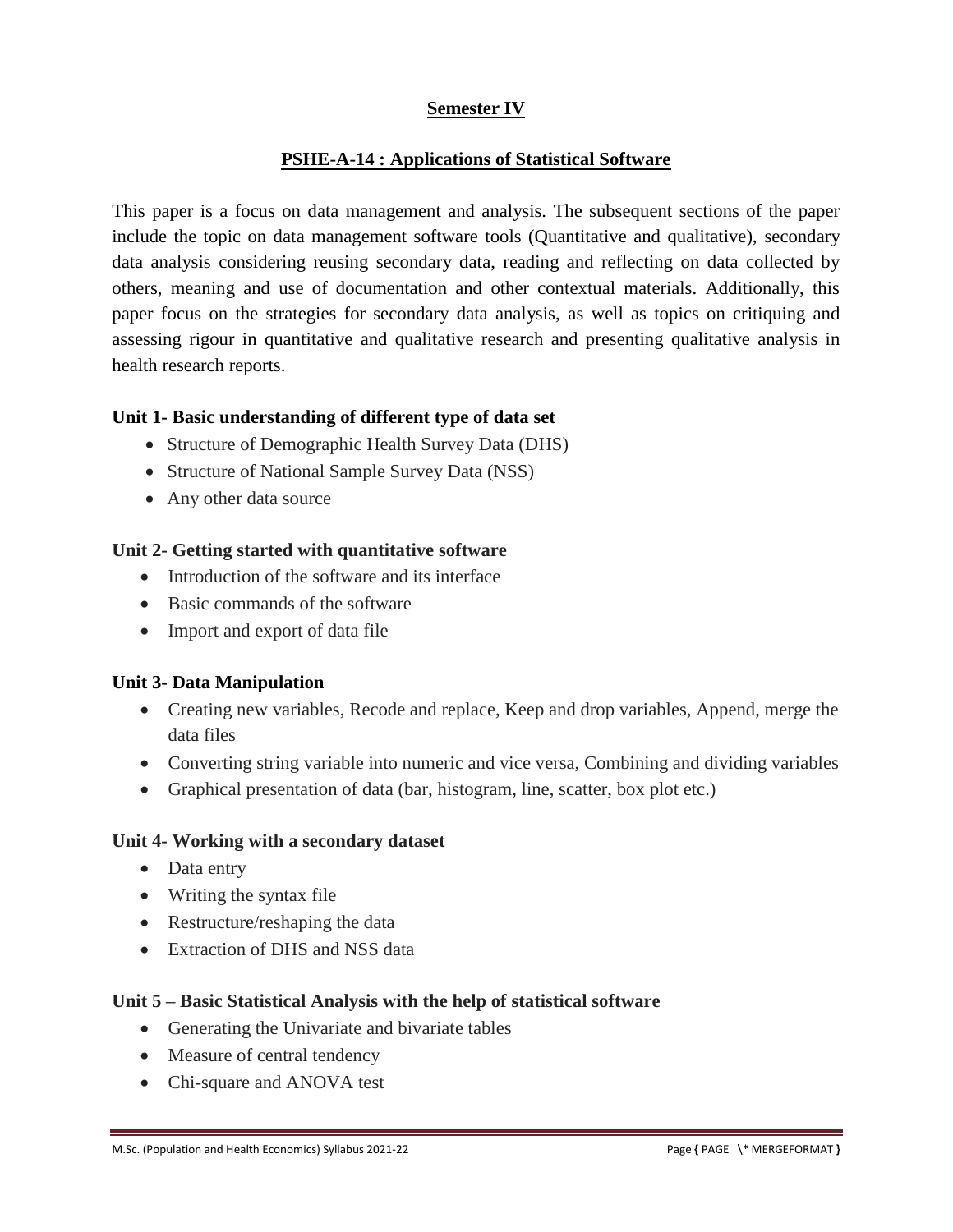## Semester IV

## PSHE-A-14 : Applications of Statistical Software

This paper is a focus on data management and analysis. The subsequent sections of the paper include the topic on data management software tools (Quantitative and qualitative), secondary data analysis considering reusing secondary data, reading and reflecting on data collected by others, meaning and use of documentation and other contextual materials. Additionally, this paper focus on the strategies for secondary data analysis, as well as topics on critiquing and assessing rigour in quantitative and qualitative research and presenting qualitative analysis in health research reports.

**Unit 1- Basic understanding of different type of data set**

- Structure of Demographic Health Survey Data (DHS)
- Structure of National Sample Survey Data (NSS)
- Any other data source

**Unit 2- Getting started with quantitative software**

- Introduction of the software and its interface
- Basic commands of the software
- Import and export of data file

**Unit 3- Data Manipulation**

- Creating new variables, Recode and replace, Keep and drop variables, Append, merge the data files
- Converting string variable into numeric and vice versa, Combining and dividing variables
- Graphical presentation of data (bar, histogram, line, scatter, box plot etc.)

**Unit 4- Working with a secondary dataset**

- Data entry
- Writing the syntax file
- Restructure/reshaping the data
- Extraction of DHS and NSS data

**Unit 5 – Basic Statistical Analysis with the help of statistical software**

- Generating the Univariate and bivariate tables
- Measure of central tendency
- Chi-square and ANOVA test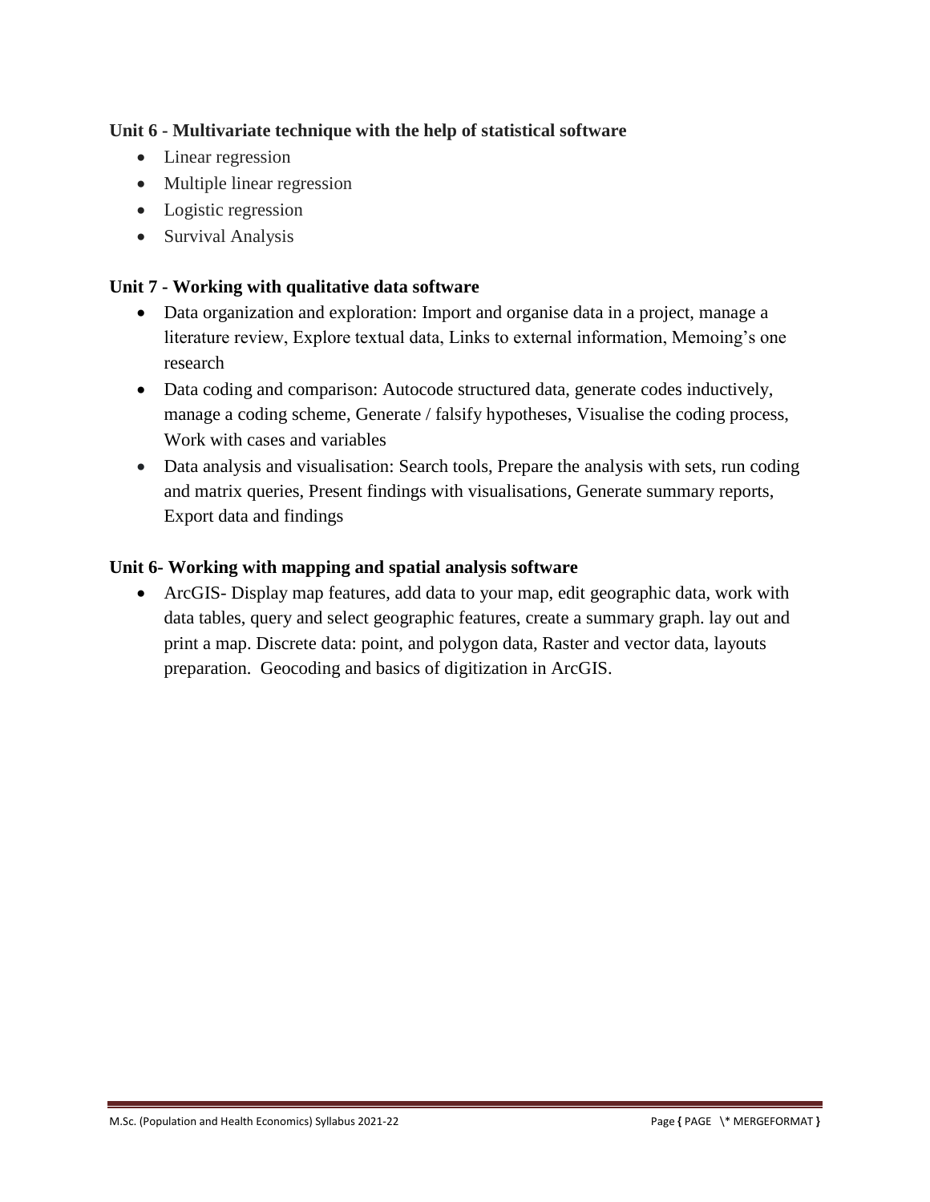**Unit 6 - Multivariate technique with the help of statistical software**

- Linear regression
- Multiple linear regression
- Logistic regression
- Survival Analysis

**Unit 7 - Working with qualitative data software**

- Data organization and exploration: Import and organise data in a project, manage a literature review, Explore textual data, Links to external information, Memoing's one research
- Data coding and comparison: Autocode structured data, generate codes inductively, manage a coding scheme, Generate / falsify hypotheses, Visualise the coding process, Work with cases and variables
- Data analysis and visualisation: Search tools, Prepare the analysis with sets, run coding and matrix queries, Present findings with visualisations, Generate summary reports, Export data and findings

**Unit 6- Working with mapping and spatial analysis software**

- ArcGIS- Display map features, add data to your map, edit geographic data, work with data tables, query and select geographic features, create a summary graph. lay out and print a map. Discrete data: point, and polygon data, Raster and vector data, layouts preparation. Geocoding and basics of digitization in ArcGIS.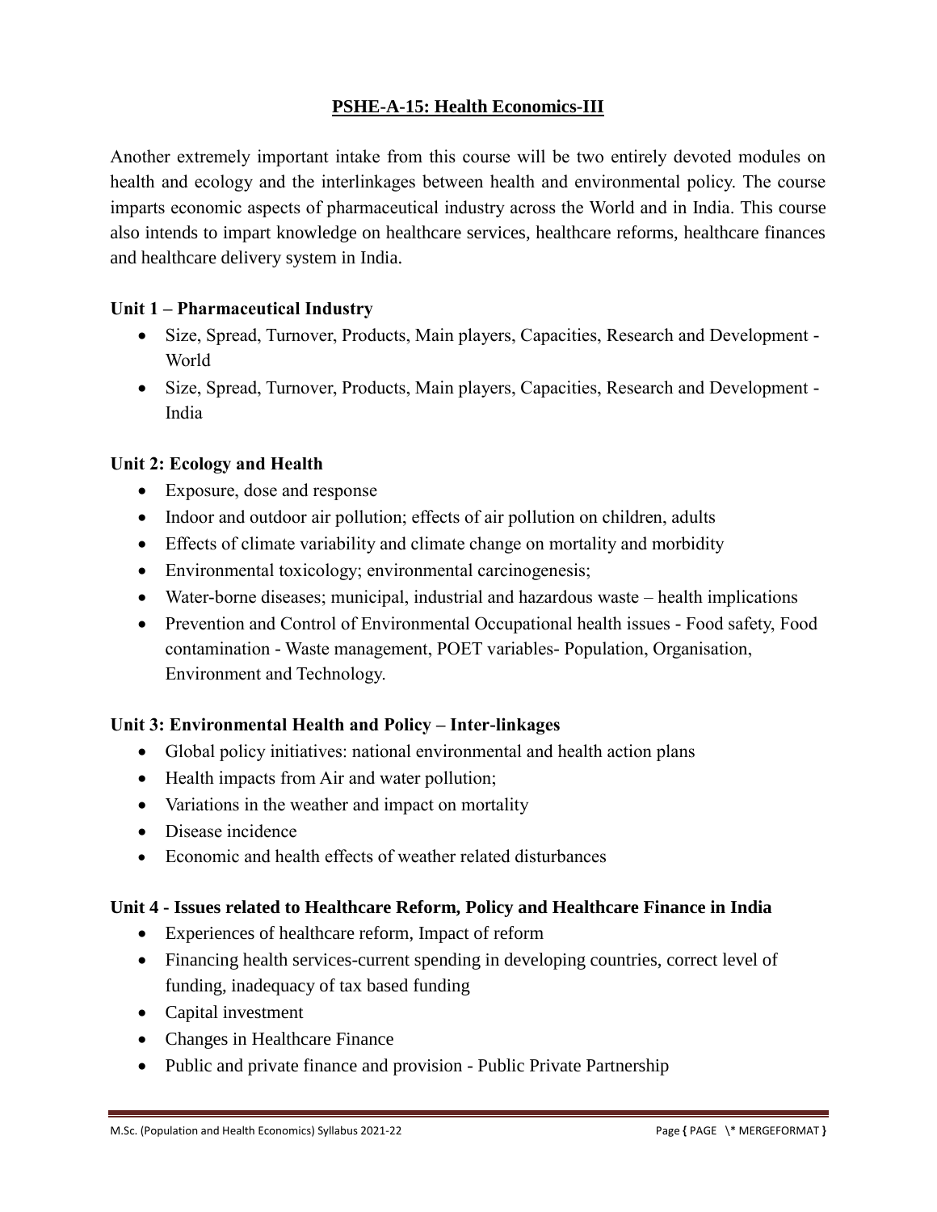## PSHE-A-15: Health Economics-III

Another extremely important intake from this course will be two entirely devoted modules on health and ecology and the interlinkages between health and environmental policy. The course imparts economic aspects of pharmaceutical industry across the World and in India. This course also intends to impart knowledge on healthcare services, healthcare reforms, healthcare finances and healthcare delivery system in India.

**Unit 1 – Pharmaceutical Industry**

- Size, Spread, Turnover, Products, Main players, Capacities, Research and Development - World
- Size, Spread, Turnover, Products, Main players, Capacities, Research and Development - India

**Unit 2: Ecology and Health**

- Exposure, dose and response
- Indoor and outdoor air pollution; effects of air pollution on children, adults
- Effects of climate variability and climate change on mortality and morbidity
- Environmental toxicology; environmental carcinogenesis;
- Water-borne diseases; municipal, industrial and hazardous waste – health implications
- Prevention and Control of Environmental Occupational health issues - Food safety, Food contamination - Waste management, POET variables- Population, Organisation, Environment and Technology.

**Unit 3: Environmental Health and Policy – Inter-linkages**

- Global policy initiatives: national environmental and health action plans
- Health impacts from Air and water pollution;
- Variations in the weather and impact on mortality
- Disease incidence
- Economic and health effects of weather related disturbances

**Unit 4 - Issues related to Healthcare Reform, Policy and Healthcare Finance in India**

- Experiences of healthcare reform, Impact of reform
- Financing health services-current spending in developing countries, correct level of funding, inadequacy of tax based funding
- Capital investment
- Changes in Healthcare Finance
- Public and private finance and provision - Public Private Partnership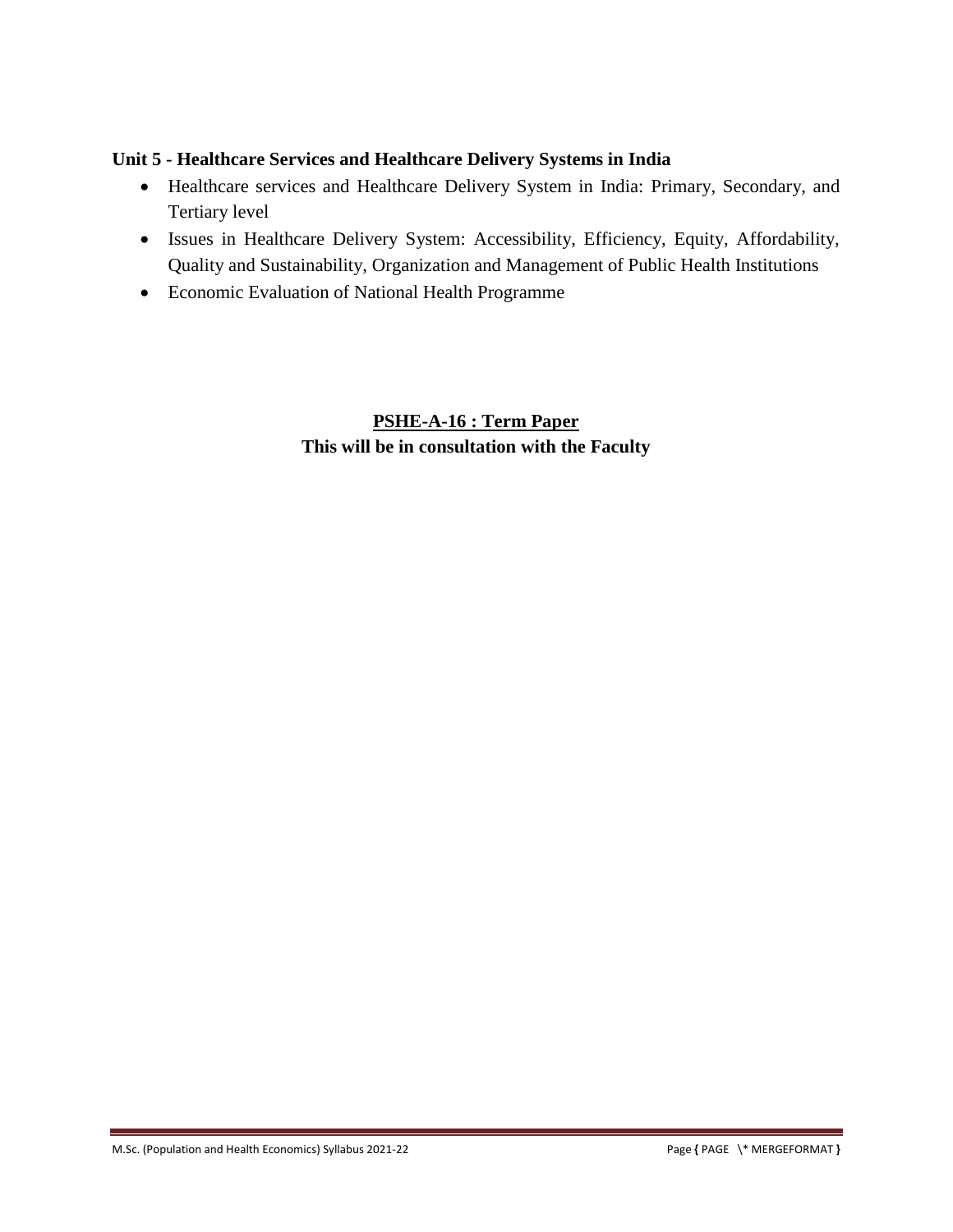**Unit 5 - Healthcare Services and Healthcare Delivery Systems in India**

- Healthcare services and Healthcare Delivery System in India: Primary, Secondary, and Tertiary level
- Issues in Healthcare Delivery System: Accessibility, Efficiency, Equity, Affordability, Quality and Sustainability, Organization and Management of Public Health Institutions
- Economic Evaluation of National Health Programme

## PSHE-A-16 : Term Paper

**This will be in consultation with the Faculty**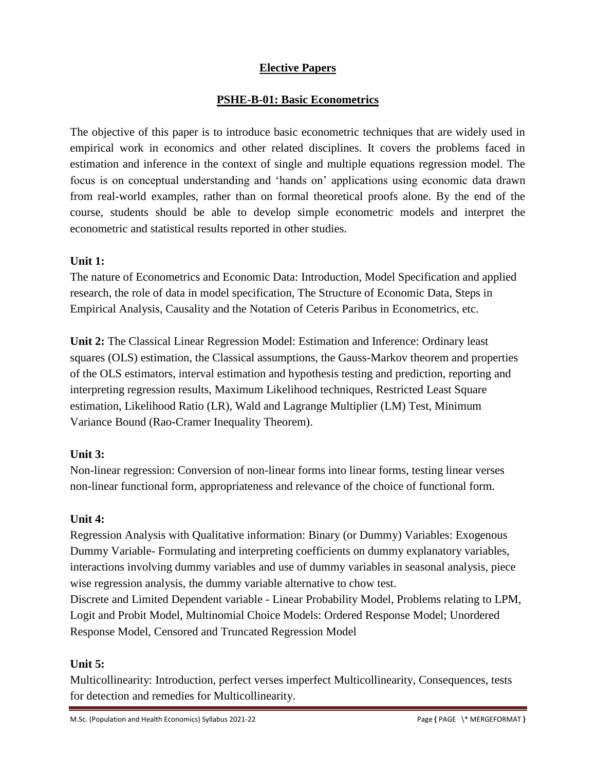## Elective Papers

## PSHE-B-01: Basic Econometrics

The objective of this paper is to introduce basic econometric techniques that are widely used in empirical work in economics and other related disciplines. It covers the problems faced in estimation and inference in the context of single and multiple equations regression model. The focus is on conceptual understanding and 'hands on' applications using economic data drawn from real-world examples, rather than on formal theoretical proofs alone. By the end of the course, students should be able to develop simple econometric models and interpret the econometric and statistical results reported in other studies.

**Unit 1:**
The nature of Econometrics and Economic Data: Introduction, Model Specification and applied research, the role of data in model specification, The Structure of Economic Data, Steps in Empirical Analysis, Causality and the Notation of Ceteris Paribus in Econometrics, etc.

**Unit 2:** The Classical Linear Regression Model: Estimation and Inference: Ordinary least squares (OLS) estimation, the Classical assumptions, the Gauss-Markov theorem and properties of the OLS estimators, interval estimation and hypothesis testing and prediction, reporting and interpreting regression results, Maximum Likelihood techniques, Restricted Least Square estimation, Likelihood Ratio (LR), Wald and Lagrange Multiplier (LM) Test, Minimum Variance Bound (Rao-Cramer Inequality Theorem).

**Unit 3:**
Non-linear regression: Conversion of non-linear forms into linear forms, testing linear verses non-linear functional form, appropriateness and relevance of the choice of functional form.

**Unit 4:**
Regression Analysis with Qualitative information: Binary (or Dummy) Variables: Exogenous Dummy Variable- Formulating and interpreting coefficients on dummy explanatory variables, interactions involving dummy variables and use of dummy variables in seasonal analysis, piece wise regression analysis, the dummy variable alternative to chow test.
Discrete and Limited Dependent variable - Linear Probability Model, Problems relating to LPM, Logit and Probit Model, Multinomial Choice Models: Ordered Response Model; Unordered Response Model, Censored and Truncated Regression Model

**Unit 5:**
Multicollinearity: Introduction, perfect verses imperfect Multicollinearity, Consequences, tests for detection and remedies for Multicollinearity.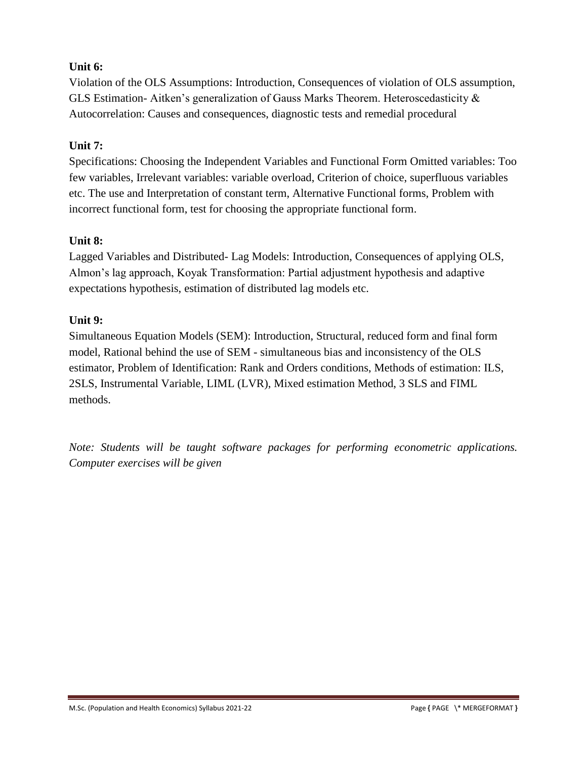**Unit 6:**

Violation of the OLS Assumptions: Introduction, Consequences of violation of OLS assumption, GLS Estimation- Aitken's generalization of Gauss Marks Theorem. Heteroscedasticity & Autocorrelation: Causes and consequences, diagnostic tests and remedial procedural

**Unit 7:**

Specifications: Choosing the Independent Variables and Functional Form Omitted variables: Too few variables, Irrelevant variables: variable overload, Criterion of choice, superfluous variables etc. The use and Interpretation of constant term, Alternative Functional forms, Problem with incorrect functional form, test for choosing the appropriate functional form.

**Unit 8:**

Lagged Variables and Distributed- Lag Models: Introduction, Consequences of applying OLS, Almon's lag approach, Koyak Transformation: Partial adjustment hypothesis and adaptive expectations hypothesis, estimation of distributed lag models etc.

**Unit 9:**

Simultaneous Equation Models (SEM): Introduction, Structural, reduced form and final form model, Rational behind the use of SEM - simultaneous bias and inconsistency of the OLS estimator, Problem of Identification: Rank and Orders conditions, Methods of estimation: ILS, 2SLS, Instrumental Variable, LIML (LVR), Mixed estimation Method, 3 SLS and FIML methods.

*Note: Students will be taught software packages for performing econometric applications. Computer exercises will be given*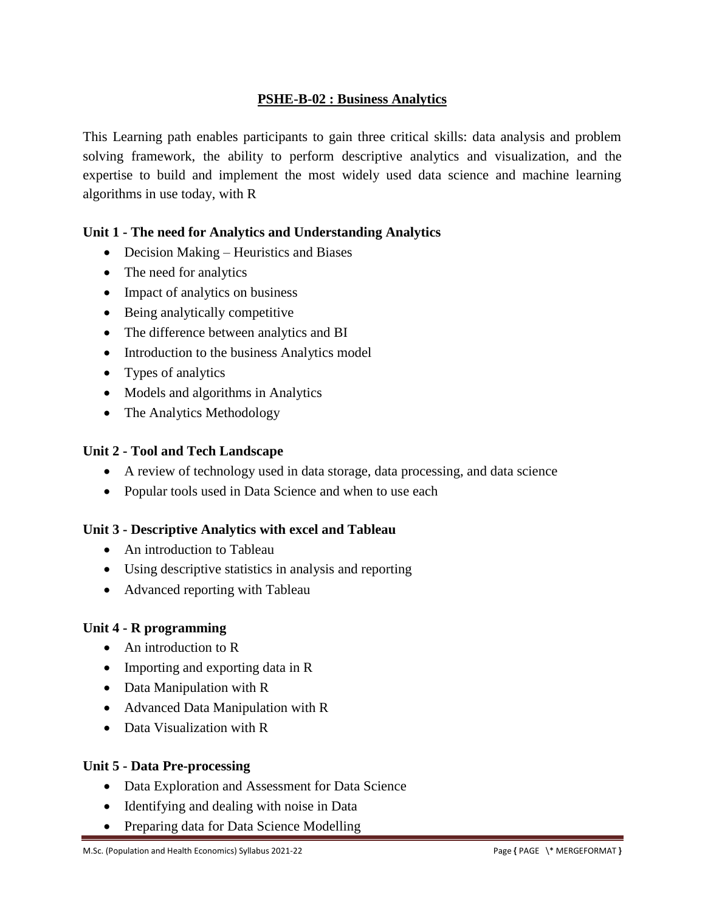## PSHE-B-02 : Business Analytics

This Learning path enables participants to gain three critical skills: data analysis and problem solving framework, the ability to perform descriptive analytics and visualization, and the expertise to build and implement the most widely used data science and machine learning algorithms in use today, with R

### Unit 1 - The need for Analytics and Understanding Analytics

- Decision Making – Heuristics and Biases
- The need for analytics
- Impact of analytics on business
- Being analytically competitive
- The difference between analytics and BI
- Introduction to the business Analytics model
- Types of analytics
- Models and algorithms in Analytics
- The Analytics Methodology

### Unit 2 - Tool and Tech Landscape

- A review of technology used in data storage, data processing, and data science
- Popular tools used in Data Science and when to use each

### Unit 3 - Descriptive Analytics with excel and Tableau

- An introduction to Tableau
- Using descriptive statistics in analysis and reporting
- Advanced reporting with Tableau

### Unit 4 - R programming

- An introduction to R
- Importing and exporting data in R
- Data Manipulation with R
- Advanced Data Manipulation with R
- Data Visualization with R

### Unit 5 - Data Pre-processing

- Data Exploration and Assessment for Data Science
- Identifying and dealing with noise in Data
- Preparing data for Data Science Modelling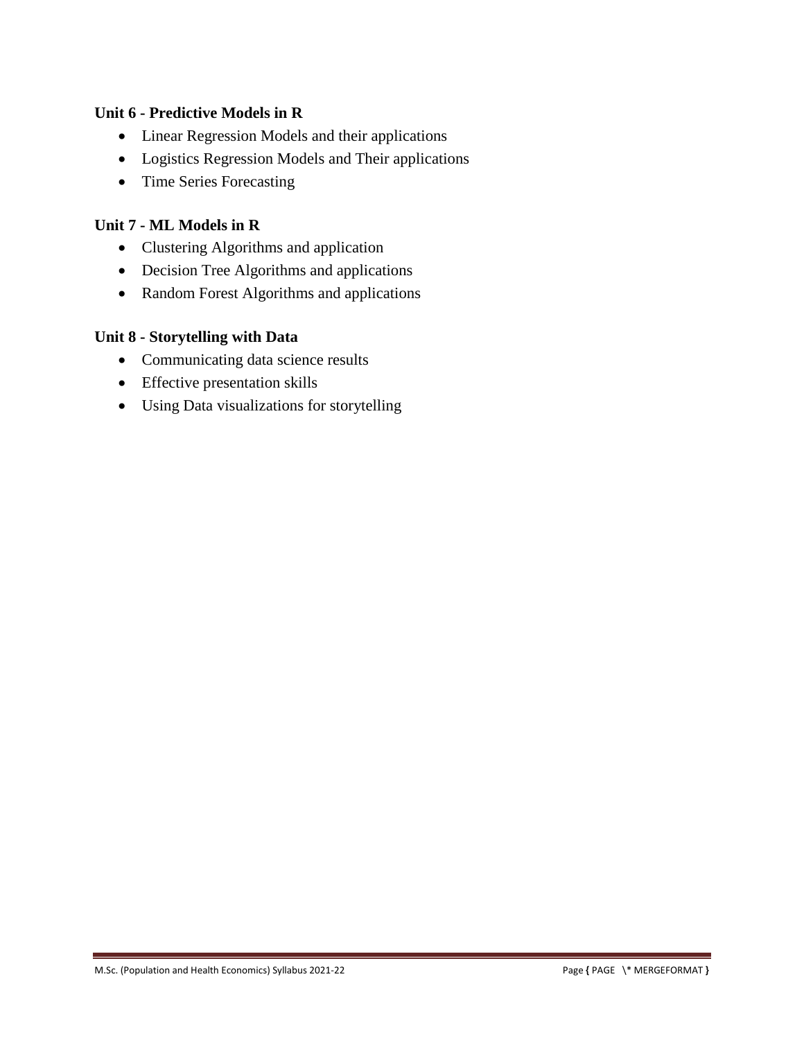**Unit 6 - Predictive Models in R**

- Linear Regression Models and their applications
- Logistics Regression Models and Their applications
- Time Series Forecasting

**Unit 7 - ML Models in R**

- Clustering Algorithms and application
- Decision Tree Algorithms and applications
- Random Forest Algorithms and applications

**Unit 8 - Storytelling with Data**

- Communicating data science results
- Effective presentation skills
- Using Data visualizations for storytelling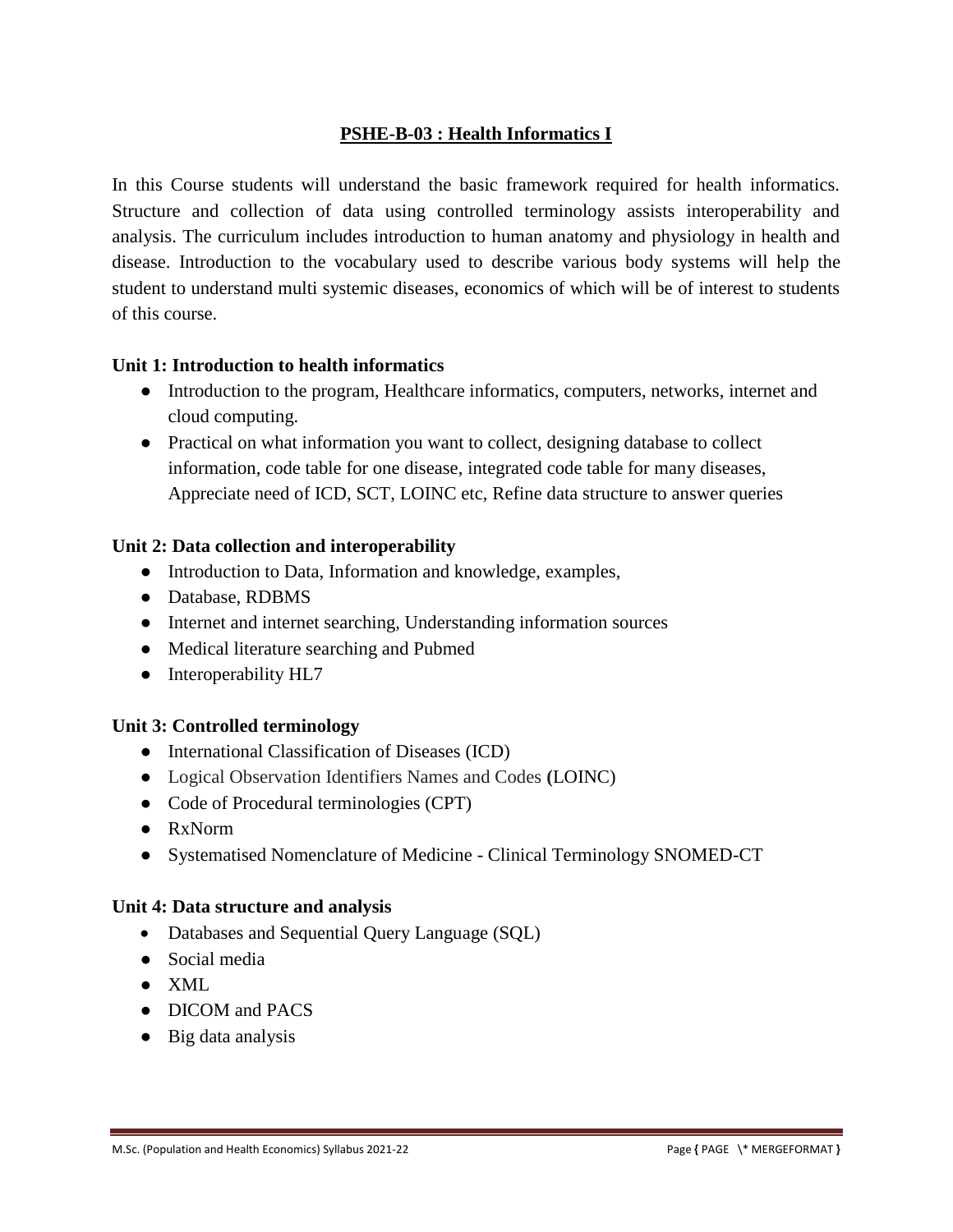## PSHE-B-03 : Health Informatics I

In this Course students will understand the basic framework required for health informatics. Structure and collection of data using controlled terminology assists interoperability and analysis. The curriculum includes introduction to human anatomy and physiology in health and disease. Introduction to the vocabulary used to describe various body systems will help the student to understand multi systemic diseases, economics of which will be of interest to students of this course.

**Unit 1: Introduction to health informatics**

- Introduction to the program, Healthcare informatics, computers, networks, internet and cloud computing.
- Practical on what information you want to collect, designing database to collect information, code table for one disease, integrated code table for many diseases, Appreciate need of ICD, SCT, LOINC etc, Refine data structure to answer queries

**Unit 2: Data collection and interoperability**

- Introduction to Data, Information and knowledge, examples,
- Database, RDBMS
- Internet and internet searching, Understanding information sources
- Medical literature searching and Pubmed
- Interoperability HL7

**Unit 3: Controlled terminology**

- International Classification of Diseases (ICD)
- Logical Observation Identifiers Names and Codes (LOINC)
- Code of Procedural terminologies (CPT)
- RxNorm
- Systematised Nomenclature of Medicine - Clinical Terminology SNOMED-CT

**Unit 4: Data structure and analysis**

- Databases and Sequential Query Language (SQL)
- Social media
- XML
- DICOM and PACS
- Big data analysis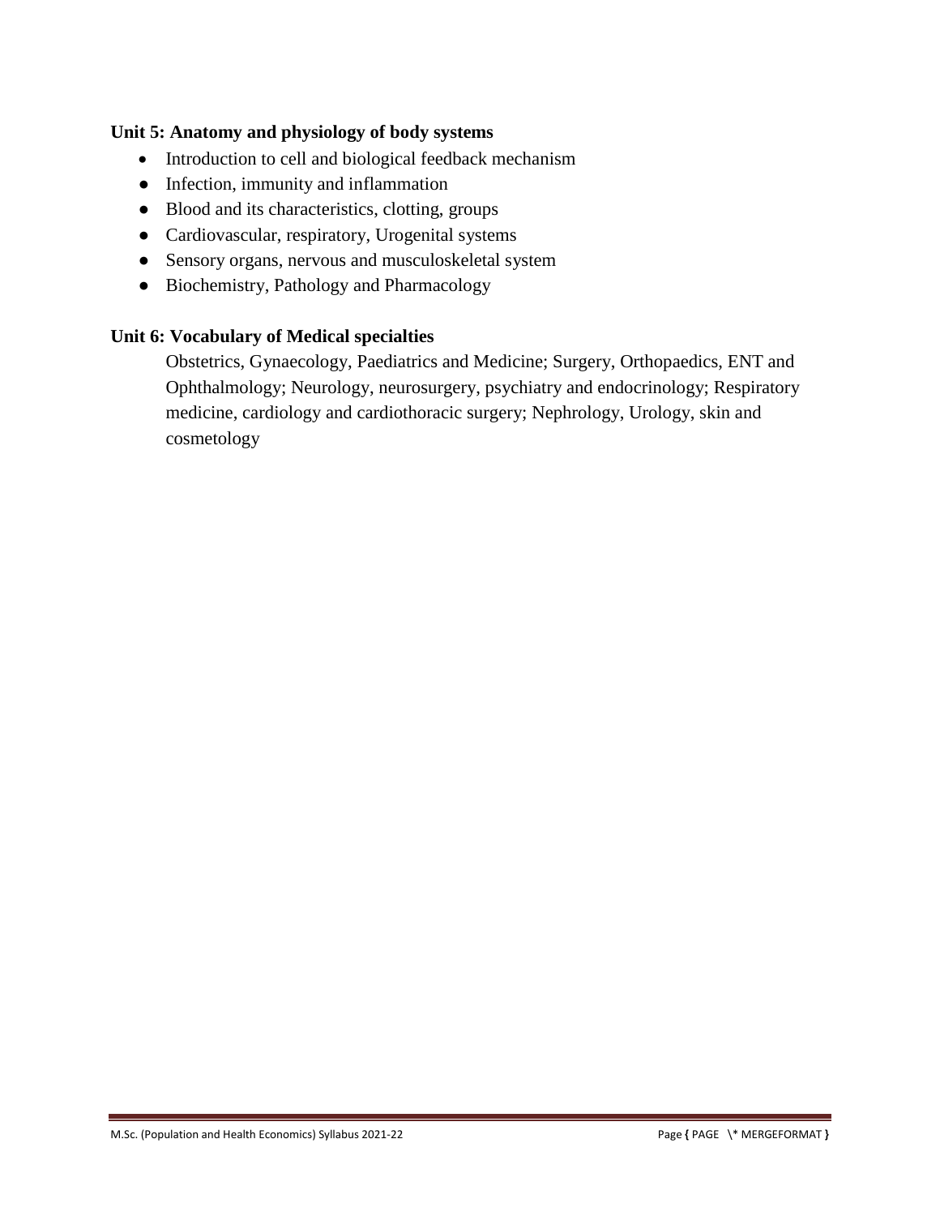**Unit 5: Anatomy and physiology of body systems**

- Introduction to cell and biological feedback mechanism
- Infection, immunity and inflammation
- Blood and its characteristics, clotting, groups
- Cardiovascular, respiratory, Urogenital systems
- Sensory organs, nervous and musculoskeletal system
- Biochemistry, Pathology and Pharmacology

**Unit 6: Vocabulary of Medical specialties**

Obstetrics, Gynaecology, Paediatrics and Medicine; Surgery, Orthopaedics, ENT and Ophthalmology; Neurology, neurosurgery, psychiatry and endocrinology; Respiratory medicine, cardiology and cardiothoracic surgery; Nephrology, Urology, skin and cosmetology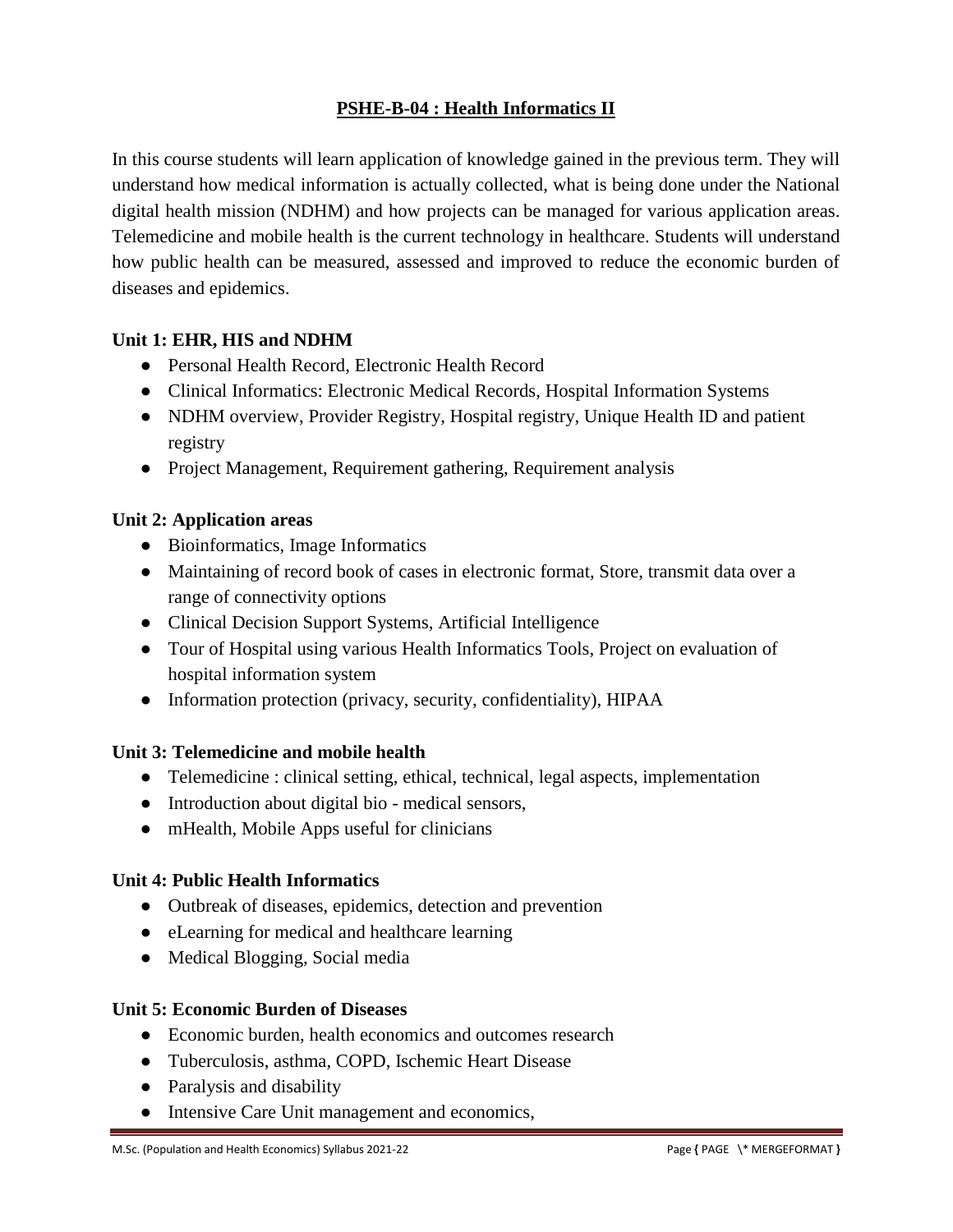## PSHE-B-04 : Health Informatics II

In this course students will learn application of knowledge gained in the previous term. They will understand how medical information is actually collected, what is being done under the National digital health mission (NDHM) and how projects can be managed for various application areas. Telemedicine and mobile health is the current technology in healthcare. Students will understand how public health can be measured, assessed and improved to reduce the economic burden of diseases and epidemics.

**Unit 1: EHR, HIS and NDHM**

- Personal Health Record, Electronic Health Record
- Clinical Informatics: Electronic Medical Records, Hospital Information Systems
- NDHM overview, Provider Registry, Hospital registry, Unique Health ID and patient registry
- Project Management, Requirement gathering, Requirement analysis

**Unit 2: Application areas**

- Bioinformatics, Image Informatics
- Maintaining of record book of cases in electronic format, Store, transmit data over a range of connectivity options
- Clinical Decision Support Systems, Artificial Intelligence
- Tour of Hospital using various Health Informatics Tools, Project on evaluation of hospital information system
- Information protection (privacy, security, confidentiality), HIPAA

**Unit 3: Telemedicine and mobile health**

- Telemedicine : clinical setting, ethical, technical, legal aspects, implementation
- Introduction about digital bio - medical sensors,
- mHealth, Mobile Apps useful for clinicians

**Unit 4: Public Health Informatics**

- Outbreak of diseases, epidemics, detection and prevention
- eLearning for medical and healthcare learning
- Medical Blogging, Social media

**Unit 5: Economic Burden of Diseases**

- Economic burden, health economics and outcomes research
- Tuberculosis, asthma, COPD, Ischemic Heart Disease
- Paralysis and disability
- Intensive Care Unit management and economics,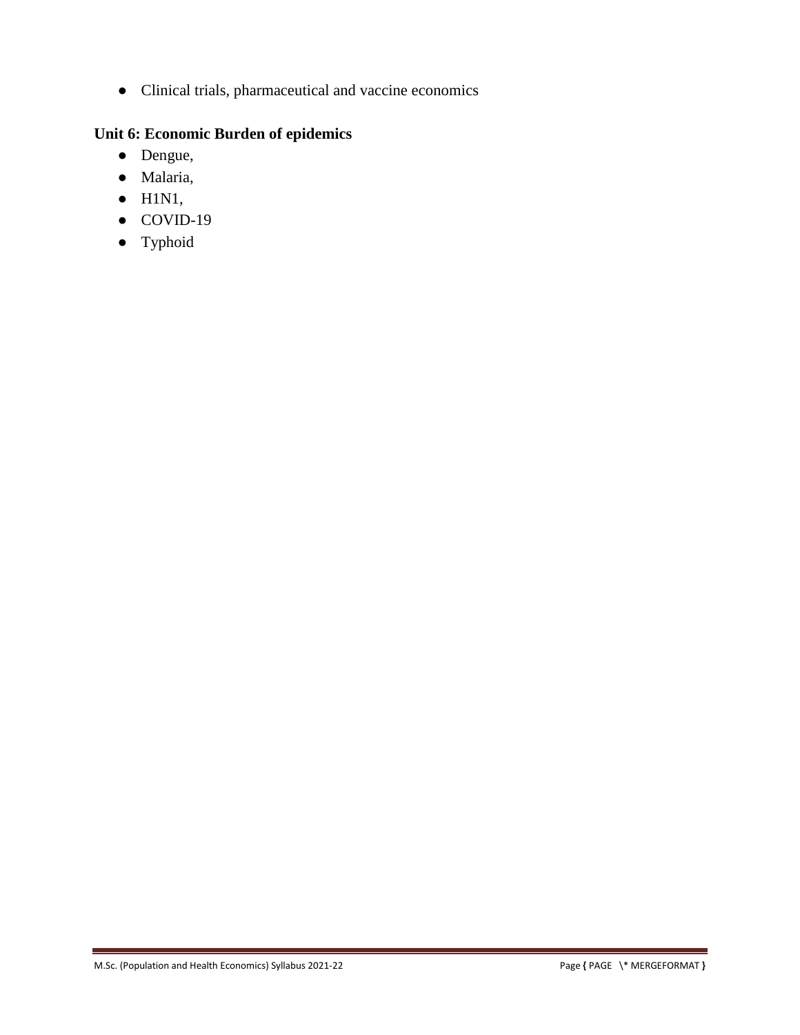- Clinical trials, pharmaceutical and vaccine economics

**Unit 6: Economic Burden of epidemics**

- Dengue,
- Malaria,
- H1N1,
- COVID-19
- Typhoid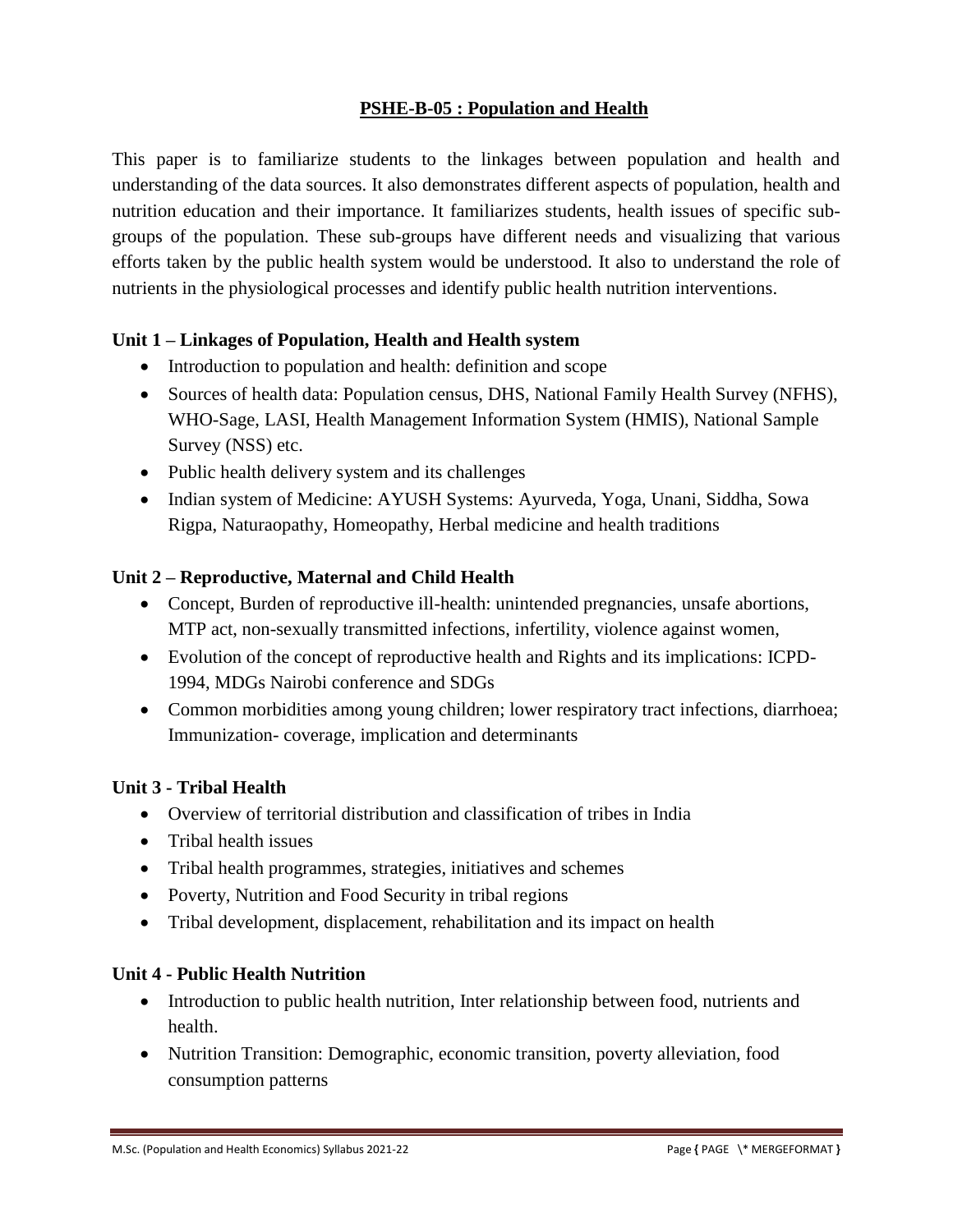## PSHE-B-05 : Population and Health

This paper is to familiarize students to the linkages between population and health and understanding of the data sources. It also demonstrates different aspects of population, health and nutrition education and their importance. It familiarizes students, health issues of specific sub-groups of the population. These sub-groups have different needs and visualizing that various efforts taken by the public health system would be understood. It also to understand the role of nutrients in the physiological processes and identify public health nutrition interventions.

### Unit 1 – Linkages of Population, Health and Health system

- Introduction to population and health: definition and scope
- Sources of health data: Population census, DHS, National Family Health Survey (NFHS), WHO-Sage, LASI, Health Management Information System (HMIS), National Sample Survey (NSS) etc.
- Public health delivery system and its challenges
- Indian system of Medicine: AYUSH Systems: Ayurveda, Yoga, Unani, Siddha, Sowa Rigpa, Naturaopathy, Homeopathy, Herbal medicine and health traditions

### Unit 2 – Reproductive, Maternal and Child Health

- Concept, Burden of reproductive ill-health: unintended pregnancies, unsafe abortions, MTP act, non-sexually transmitted infections, infertility, violence against women,
- Evolution of the concept of reproductive health and Rights and its implications: ICPD-1994, MDGs Nairobi conference and SDGs
- Common morbidities among young children; lower respiratory tract infections, diarrhoea; Immunization- coverage, implication and determinants

### Unit 3 - Tribal Health

- Overview of territorial distribution and classification of tribes in India
- Tribal health issues
- Tribal health programmes, strategies, initiatives and schemes
- Poverty, Nutrition and Food Security in tribal regions
- Tribal development, displacement, rehabilitation and its impact on health

### Unit 4 - Public Health Nutrition

- Introduction to public health nutrition, Inter relationship between food, nutrients and health.
- Nutrition Transition: Demographic, economic transition, poverty alleviation, food consumption patterns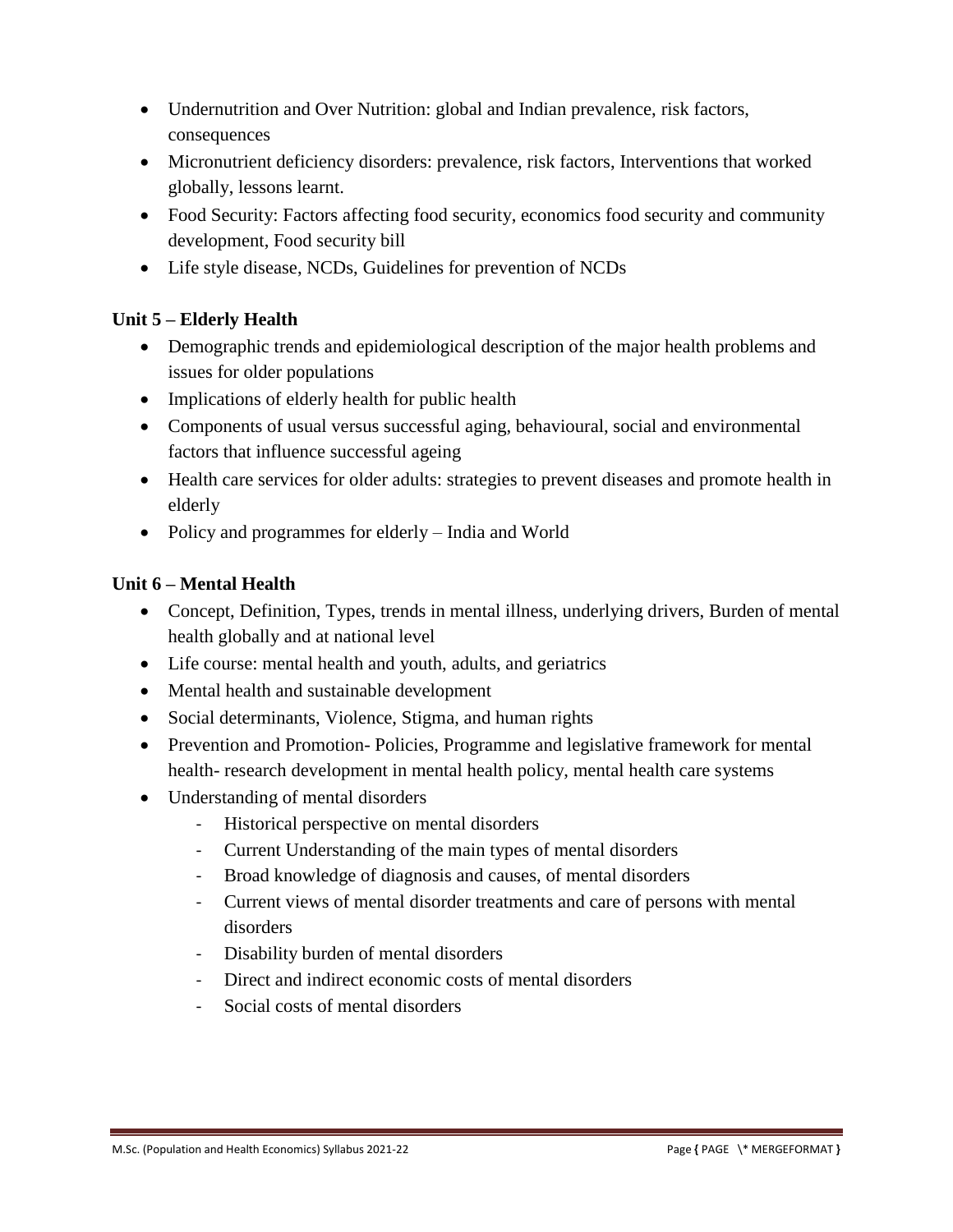- Undernutrition and Over Nutrition: global and Indian prevalence, risk factors, consequences
- Micronutrient deficiency disorders: prevalence, risk factors, Interventions that worked globally, lessons learnt.
- Food Security: Factors affecting food security, economics food security and community development, Food security bill
- Life style disease, NCDs, Guidelines for prevention of NCDs

**Unit 5 – Elderly Health**

- Demographic trends and epidemiological description of the major health problems and issues for older populations
- Implications of elderly health for public health
- Components of usual versus successful aging, behavioural, social and environmental factors that influence successful ageing
- Health care services for older adults: strategies to prevent diseases and promote health in elderly
- Policy and programmes for elderly – India and World

**Unit 6 – Mental Health**

- Concept, Definition, Types, trends in mental illness, underlying drivers, Burden of mental health globally and at national level
- Life course: mental health and youth, adults, and geriatrics
- Mental health and sustainable development
- Social determinants, Violence, Stigma, and human rights
- Prevention and Promotion- Policies, Programme and legislative framework for mental health- research development in mental health policy, mental health care systems
- Understanding of mental disorders
    - Historical perspective on mental disorders
    - Current Understanding of the main types of mental disorders
    - Broad knowledge of diagnosis and causes, of mental disorders
    - Current views of mental disorder treatments and care of persons with mental disorders
    - Disability burden of mental disorders
    - Direct and indirect economic costs of mental disorders
    - Social costs of mental disorders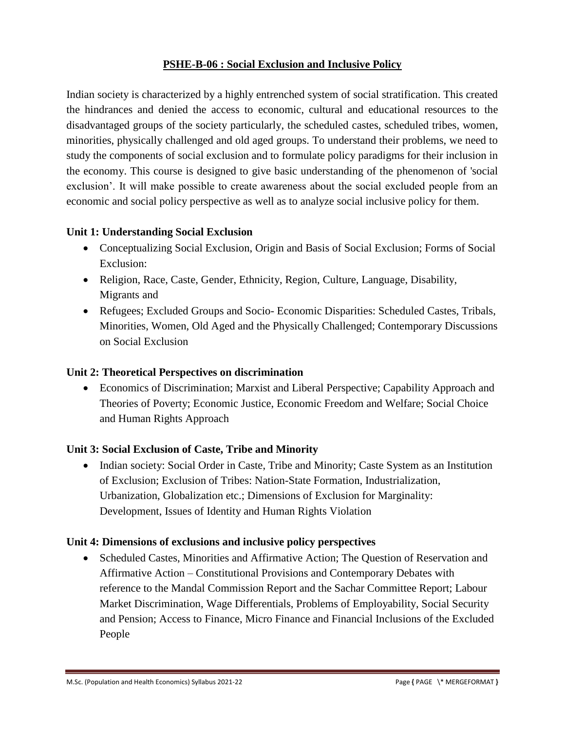## PSHE-B-06 : Social Exclusion and Inclusive Policy

Indian society is characterized by a highly entrenched system of social stratification. This created the hindrances and denied the access to economic, cultural and educational resources to the disadvantaged groups of the society particularly, the scheduled castes, scheduled tribes, women, minorities, physically challenged and old aged groups. To understand their problems, we need to study the components of social exclusion and to formulate policy paradigms for their inclusion in the economy. This course is designed to give basic understanding of the phenomenon of 'social exclusion'. It will make possible to create awareness about the social excluded people from an economic and social policy perspective as well as to analyze social inclusive policy for them.

### Unit 1: Understanding Social Exclusion

- Conceptualizing Social Exclusion, Origin and Basis of Social Exclusion; Forms of Social Exclusion:
- Religion, Race, Caste, Gender, Ethnicity, Region, Culture, Language, Disability, Migrants and
- Refugees; Excluded Groups and Socio- Economic Disparities: Scheduled Castes, Tribals, Minorities, Women, Old Aged and the Physically Challenged; Contemporary Discussions on Social Exclusion

### Unit 2: Theoretical Perspectives on discrimination

- Economics of Discrimination; Marxist and Liberal Perspective; Capability Approach and Theories of Poverty; Economic Justice, Economic Freedom and Welfare; Social Choice and Human Rights Approach

### Unit 3: Social Exclusion of Caste, Tribe and Minority

- Indian society: Social Order in Caste, Tribe and Minority; Caste System as an Institution of Exclusion; Exclusion of Tribes: Nation-State Formation, Industrialization, Urbanization, Globalization etc.; Dimensions of Exclusion for Marginality: Development, Issues of Identity and Human Rights Violation

### Unit 4: Dimensions of exclusions and inclusive policy perspectives

- Scheduled Castes, Minorities and Affirmative Action; The Question of Reservation and Affirmative Action – Constitutional Provisions and Contemporary Debates with reference to the Mandal Commission Report and the Sachar Committee Report; Labour Market Discrimination, Wage Differentials, Problems of Employability, Social Security and Pension; Access to Finance, Micro Finance and Financial Inclusions of the Excluded People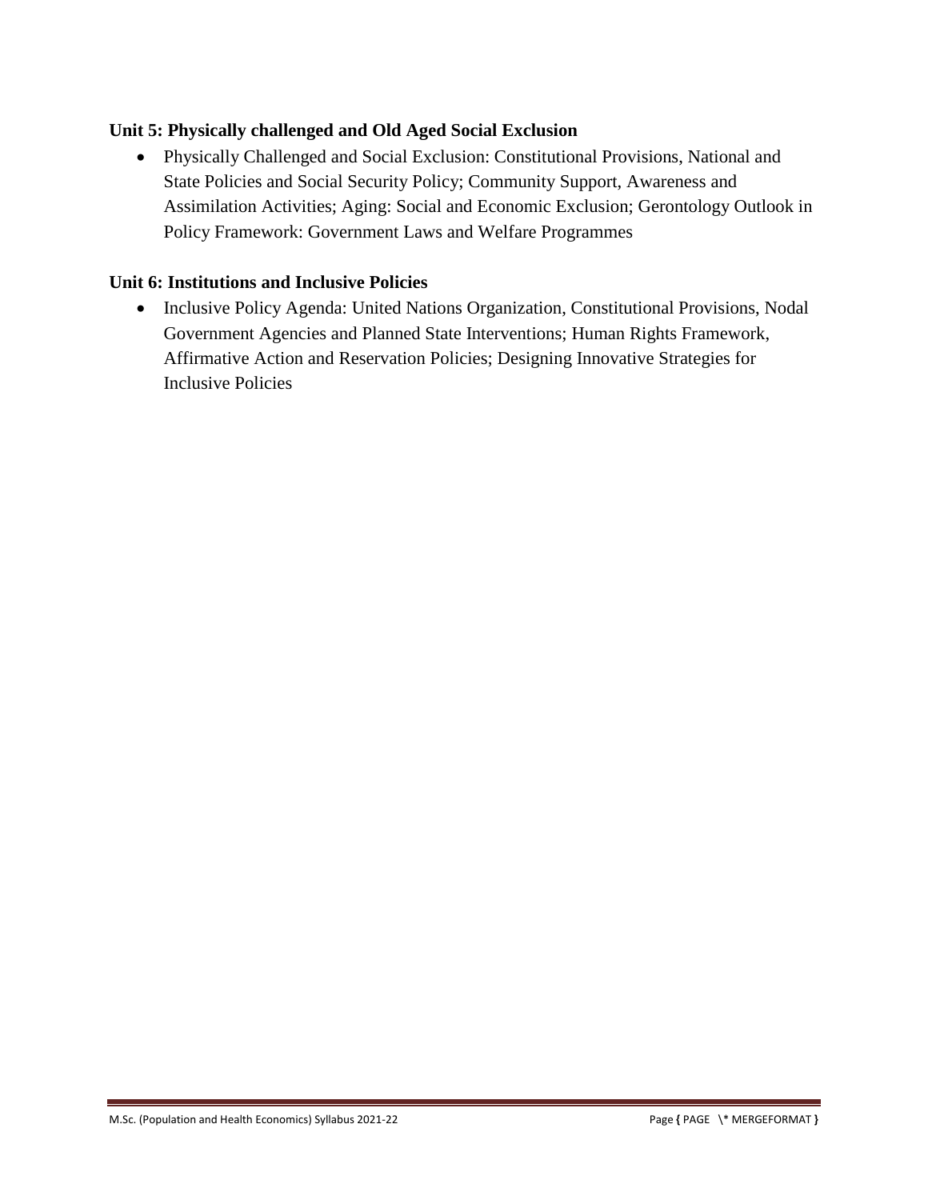### Unit 5: Physically challenged and Old Aged Social Exclusion

- Physically Challenged and Social Exclusion: Constitutional Provisions, National and State Policies and Social Security Policy; Community Support, Awareness and Assimilation Activities; Aging: Social and Economic Exclusion; Gerontology Outlook in Policy Framework: Government Laws and Welfare Programmes

### Unit 6: Institutions and Inclusive Policies

- Inclusive Policy Agenda: United Nations Organization, Constitutional Provisions, Nodal Government Agencies and Planned State Interventions; Human Rights Framework, Affirmative Action and Reservation Policies; Designing Innovative Strategies for Inclusive Policies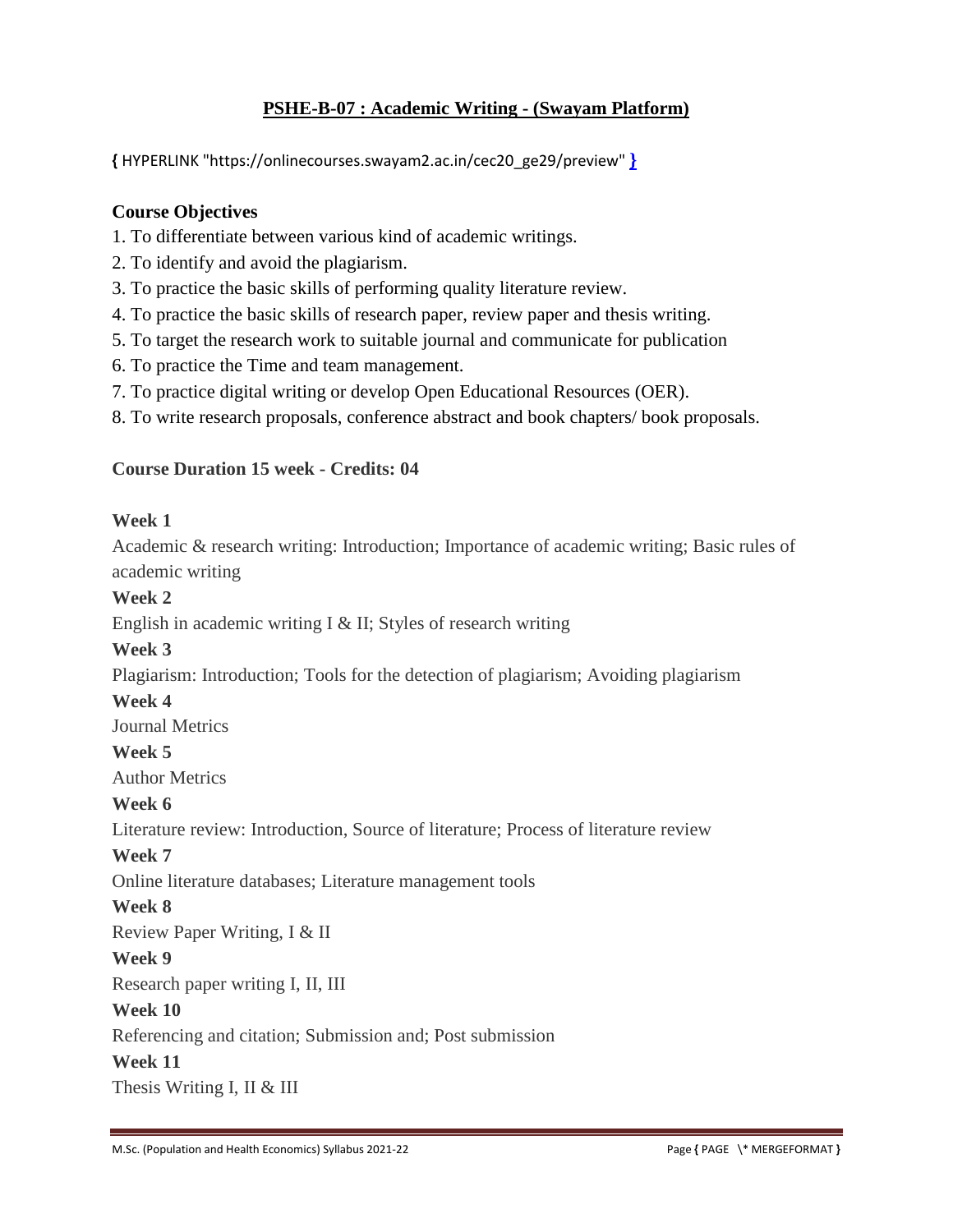## PSHE-B-07 : Academic Writing - (Swayam Platform)

{ HYPERLINK "https://onlinecourses.swayam2.ac.in/cec20_ge29/preview" }

### Course Objectives

1. To differentiate between various kind of academic writings.
2. To identify and avoid the plagiarism.
3. To practice the basic skills of performing quality literature review.
4. To practice the basic skills of research paper, review paper and thesis writing.
5. To target the research work to suitable journal and communicate for publication
6. To practice the Time and team management.
7. To practice digital writing or develop Open Educational Resources (OER).
8. To write research proposals, conference abstract and book chapters/ book proposals.

### Course Duration 15 week - Credits: 04

**Week 1**

Academic & research writing: Introduction; Importance of academic writing; Basic rules of academic writing

**Week 2**

English in academic writing I & II; Styles of research writing

**Week 3**

Plagiarism: Introduction; Tools for the detection of plagiarism; Avoiding plagiarism

**Week 4**

Journal Metrics

**Week 5**

Author Metrics

**Week 6**

Literature review: Introduction, Source of literature; Process of literature review

**Week 7**

Online literature databases; Literature management tools

**Week 8**

Review Paper Writing, I & II

**Week 9**

Research paper writing I, II, III

**Week 10**

Referencing and citation; Submission and; Post submission

**Week 11**

Thesis Writing I, II & III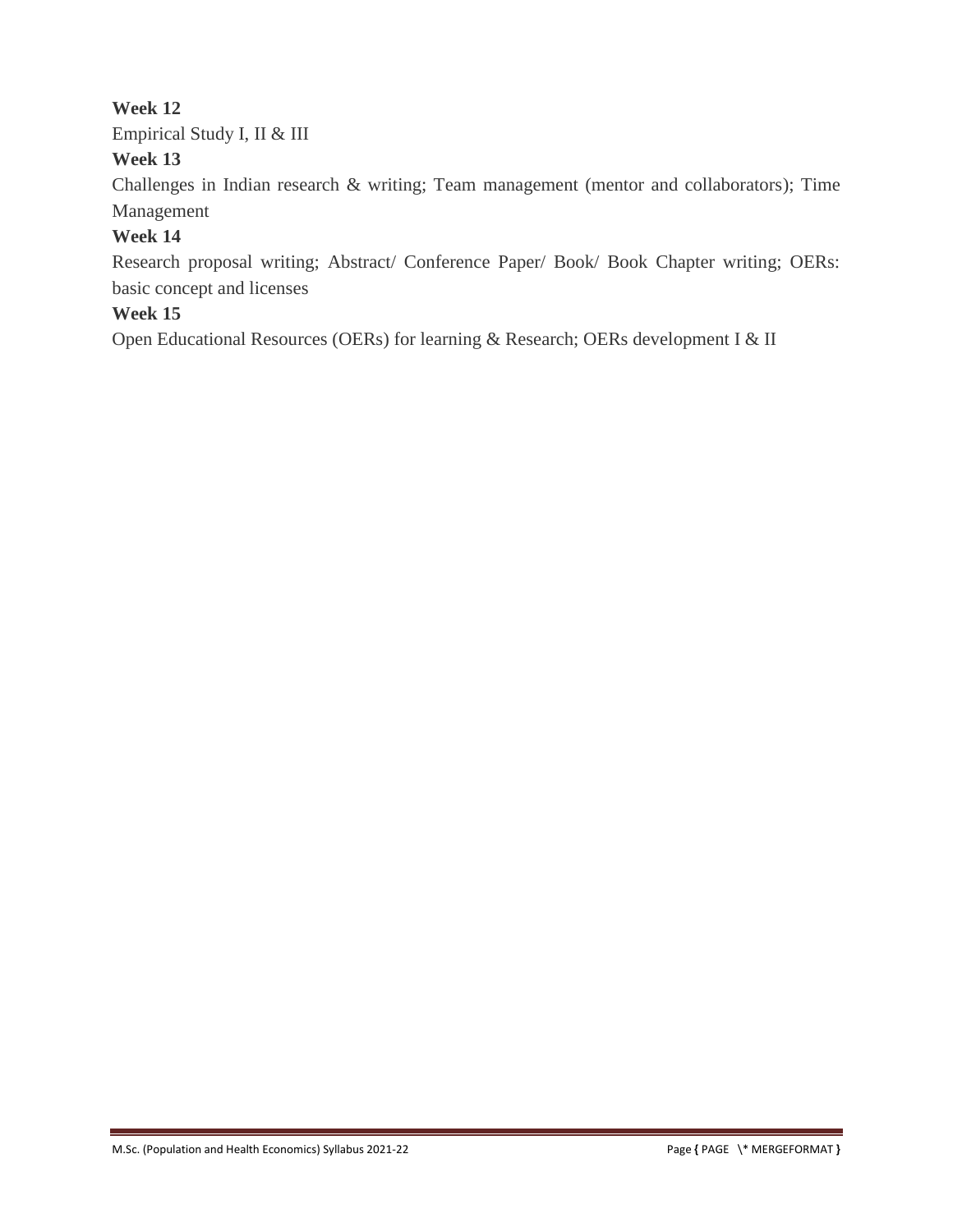**Week 12**

Empirical Study I, II & III

**Week 13**

Challenges in Indian research & writing; Team management (mentor and collaborators); Time Management

**Week 14**

Research proposal writing; Abstract/ Conference Paper/ Book/ Book Chapter writing; OERs: basic concept and licenses

**Week 15**

Open Educational Resources (OERs) for learning & Research; OERs development I & II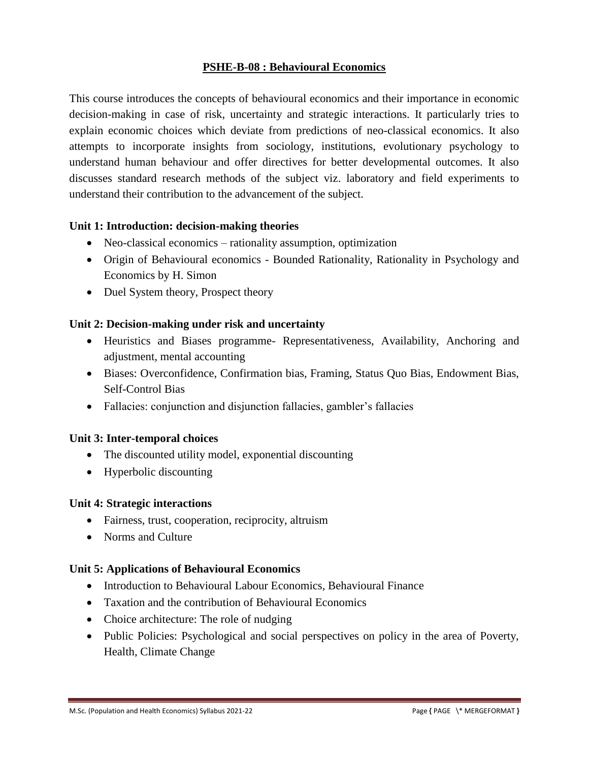## PSHE-B-08 : Behavioural Economics

This course introduces the concepts of behavioural economics and their importance in economic decision-making in case of risk, uncertainty and strategic interactions. It particularly tries to explain economic choices which deviate from predictions of neo-classical economics. It also attempts to incorporate insights from sociology, institutions, evolutionary psychology to understand human behaviour and offer directives for better developmental outcomes. It also discusses standard research methods of the subject viz. laboratory and field experiments to understand their contribution to the advancement of the subject.

### Unit 1: Introduction: decision-making theories

- Neo-classical economics – rationality assumption, optimization
- Origin of Behavioural economics - Bounded Rationality, Rationality in Psychology and Economics by H. Simon
- Duel System theory, Prospect theory

### Unit 2: Decision-making under risk and uncertainty

- Heuristics and Biases programme- Representativeness, Availability, Anchoring and adjustment, mental accounting
- Biases: Overconfidence, Confirmation bias, Framing, Status Quo Bias, Endowment Bias, Self-Control Bias
- Fallacies: conjunction and disjunction fallacies, gambler's fallacies

### Unit 3: Inter-temporal choices

- The discounted utility model, exponential discounting
- Hyperbolic discounting

### Unit 4: Strategic interactions

- Fairness, trust, cooperation, reciprocity, altruism
- Norms and Culture

### Unit 5: Applications of Behavioural Economics

- Introduction to Behavioural Labour Economics, Behavioural Finance
- Taxation and the contribution of Behavioural Economics
- Choice architecture: The role of nudging
- Public Policies: Psychological and social perspectives on policy in the area of Poverty, Health, Climate Change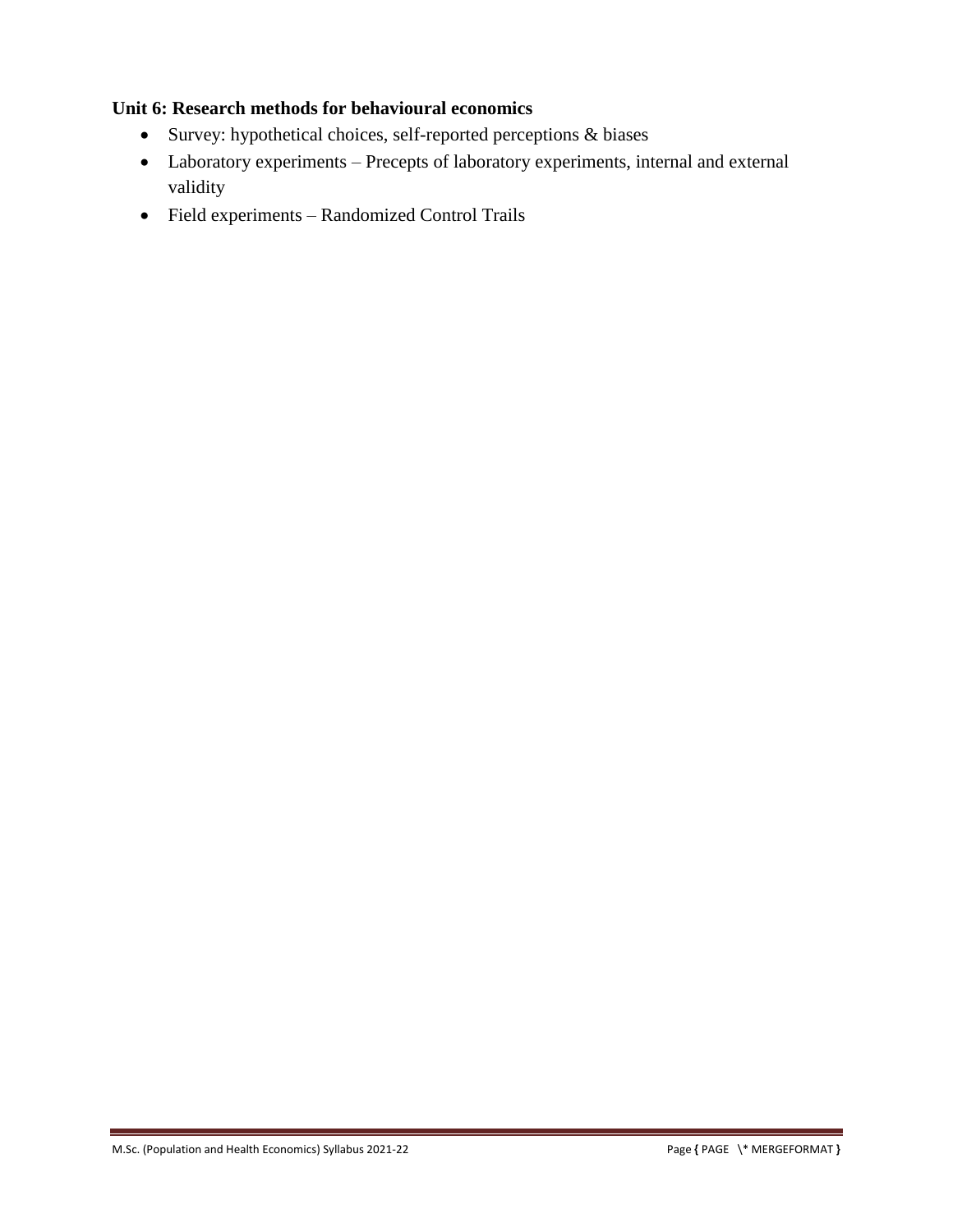**Unit 6: Research methods for behavioural economics**

- Survey: hypothetical choices, self-reported perceptions & biases
- Laboratory experiments – Precepts of laboratory experiments, internal and external validity
- Field experiments – Randomized Control Trails